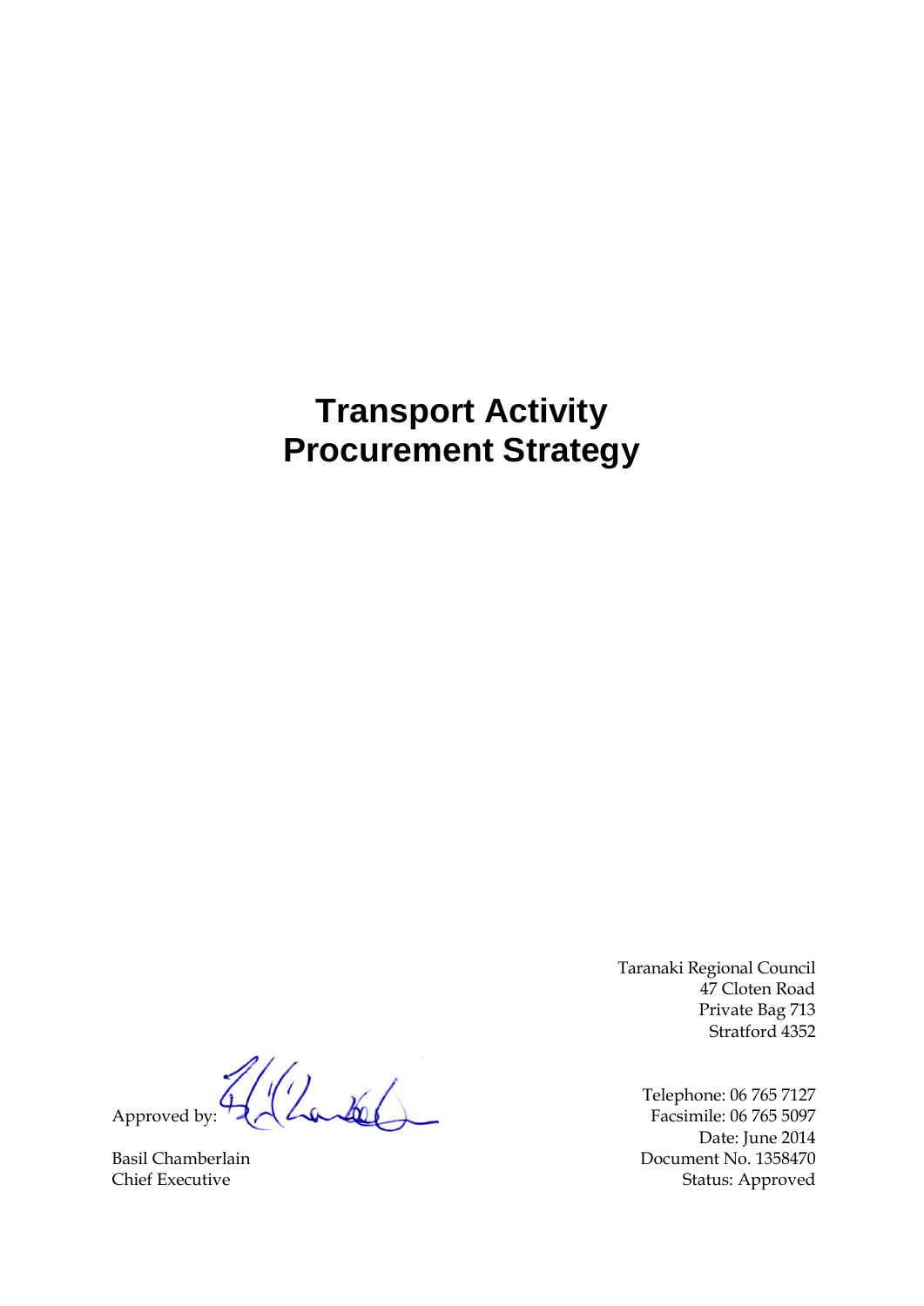# Transport Activity Procurement Strategy

Taranaki Regional Council
47 Cloten Road
Private Bag 713
Stratford 4352

Telephone: 06 765 7127
Facsimile: 06 765 5097
Date: June 2014
Document No. 1358470
Status: Approved

Approved by:

Basil Chamberlain
Chief Executive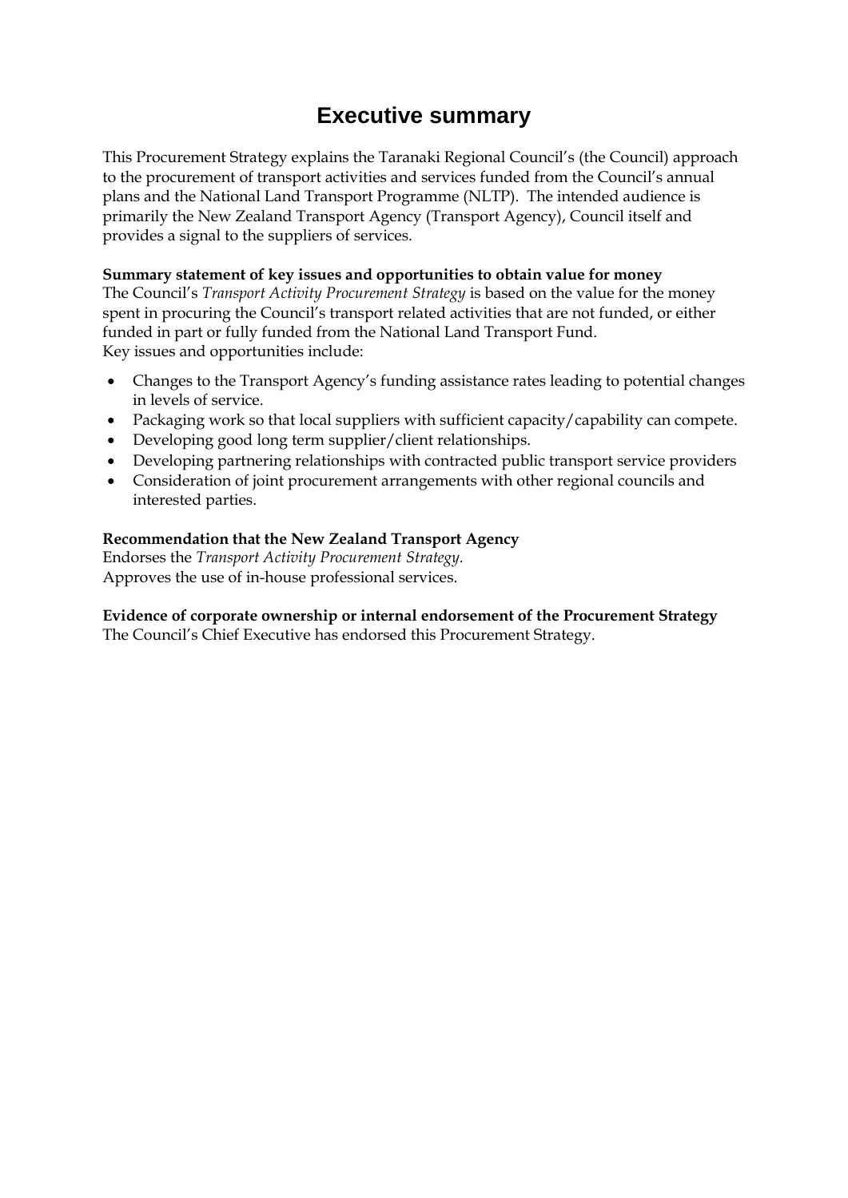# Executive summary

This Procurement Strategy explains the Taranaki Regional Council's (the Council) approach to the procurement of transport activities and services funded from the Council's annual plans and the National Land Transport Programme (NLTP). The intended audience is primarily the New Zealand Transport Agency (Transport Agency), Council itself and provides a signal to the suppliers of services.

**Summary statement of key issues and opportunities to obtain value for money**
The Council's *Transport Activity Procurement Strategy* is based on the value for the money spent in procuring the Council's transport related activities that are not funded, or either funded in part or fully funded from the National Land Transport Fund.
Key issues and opportunities include:

- Changes to the Transport Agency's funding assistance rates leading to potential changes in levels of service.
- Packaging work so that local suppliers with sufficient capacity/capability can compete.
- Developing good long term supplier/client relationships.
- Developing partnering relationships with contracted public transport service providers
- Consideration of joint procurement arrangements with other regional councils and interested parties.

**Recommendation that the New Zealand Transport Agency**
Endorses the *Transport Activity Procurement Strategy*.
Approves the use of in-house professional services.

**Evidence of corporate ownership or internal endorsement of the Procurement Strategy**
The Council's Chief Executive has endorsed this Procurement Strategy.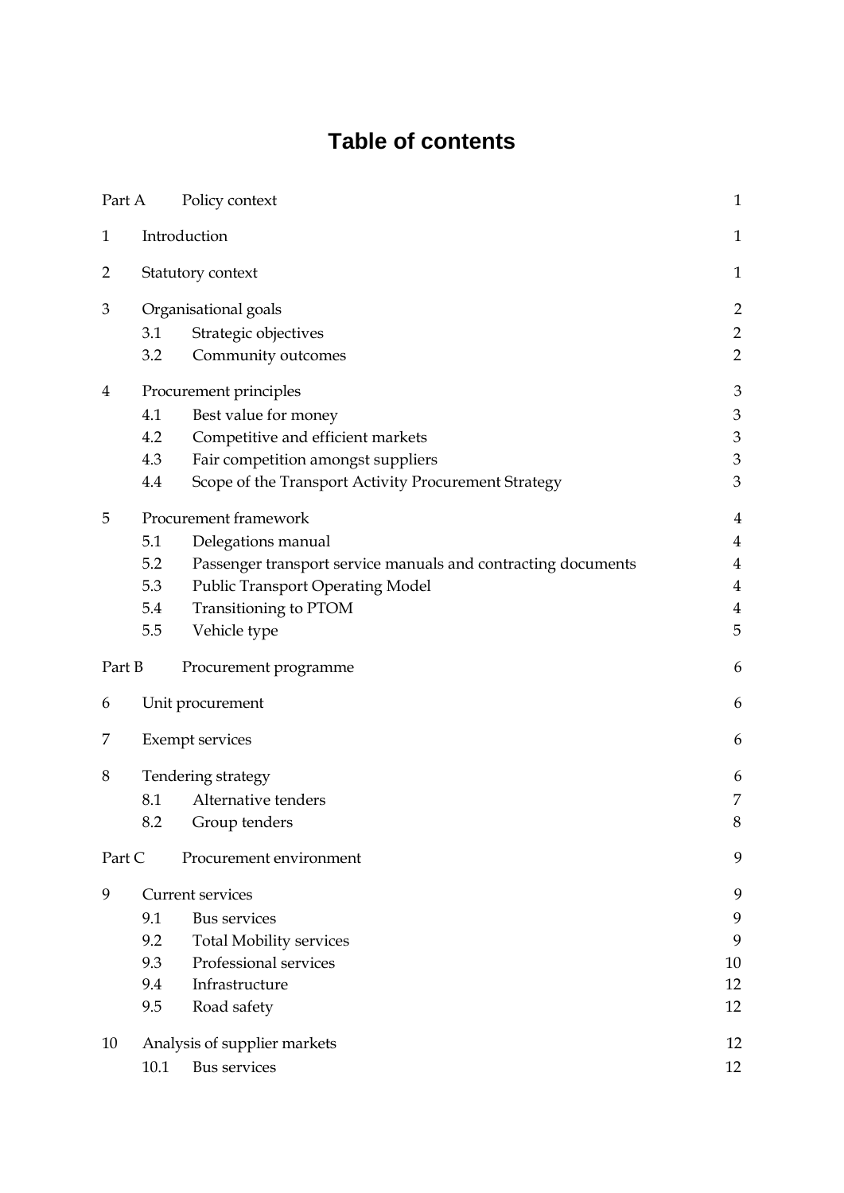# Table of contents

| | | |
|---|---|---|
| Part A | Policy context | 1 |
| 1 | Introduction | 1 |
| 2 | Statutory context | 1 |
| 3 | Organisational goals | 2 |
| 3.1 | Strategic objectives | 2 |
| 3.2 | Community outcomes | 2 |
| 4 | Procurement principles | 3 |
| 4.1 | Best value for money | 3 |
| 4.2 | Competitive and efficient markets | 3 |
| 4.3 | Fair competition amongst suppliers | 3 |
| 4.4 | Scope of the Transport Activity Procurement Strategy | 3 |
| 5 | Procurement framework | 4 |
| 5.1 | Delegations manual | 4 |
| 5.2 | Passenger transport service manuals and contracting documents | 4 |
| 5.3 | Public Transport Operating Model | 4 |
| 5.4 | Transitioning to PTOM | 4 |
| 5.5 | Vehicle type | 5 |
| Part B | Procurement programme | 6 |
| 6 | Unit procurement | 6 |
| 7 | Exempt services | 6 |
| 8 | Tendering strategy | 6 |
| 8.1 | Alternative tenders | 7 |
| 8.2 | Group tenders | 8 |
| Part C | Procurement environment | 9 |
| 9 | Current services | 9 |
| 9.1 | Bus services | 9 |
| 9.2 | Total Mobility services | 9 |
| 9.3 | Professional services | 10 |
| 9.4 | Infrastructure | 12 |
| 9.5 | Road safety | 12 |
| 10 | Analysis of supplier markets | 12 |
| 10.1 | Bus services | 12 |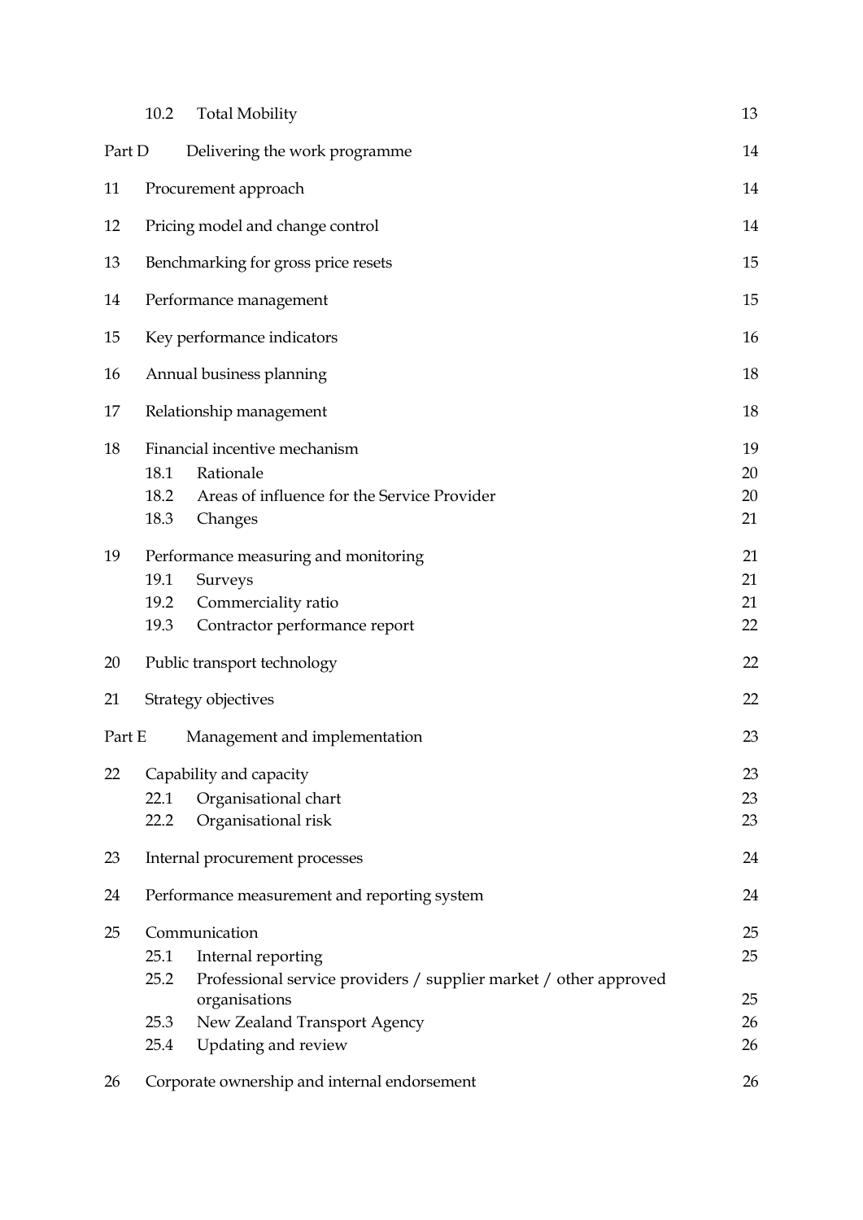| | | |
|---|---|---|
| 10.2 | Total Mobility | 13 |
| Part D | Delivering the work programme | 14 |
| 11 | Procurement approach | 14 |
| 12 | Pricing model and change control | 14 |
| 13 | Benchmarking for gross price resets | 15 |
| 14 | Performance management | 15 |
| 15 | Key performance indicators | 16 |
| 16 | Annual business planning | 18 |
| 17 | Relationship management | 18 |
| 18 | Financial incentive mechanism | 19 |
| 18.1 | Rationale | 20 |
| 18.2 | Areas of influence for the Service Provider | 20 |
| 18.3 | Changes | 21 |
| 19 | Performance measuring and monitoring | 21 |
| 19.1 | Surveys | 21 |
| 19.2 | Commerciality ratio | 21 |
| 19.3 | Contractor performance report | 22 |
| 20 | Public transport technology | 22 |
| 21 | Strategy objectives | 22 |
| Part E | Management and implementation | 23 |
| 22 | Capability and capacity | 23 |
| 22.1 | Organisational chart | 23 |
| 22.2 | Organisational risk | 23 |
| 23 | Internal procurement processes | 24 |
| 24 | Performance measurement and reporting system | 24 |
| 25 | Communication | 25 |
| 25.1 | Internal reporting | 25 |
| 25.2 | Professional service providers / supplier market / other approved organisations | 25 |
| 25.3 | New Zealand Transport Agency | 26 |
| 25.4 | Updating and review | 26 |
| 26 | Corporate ownership and internal endorsement | 26 |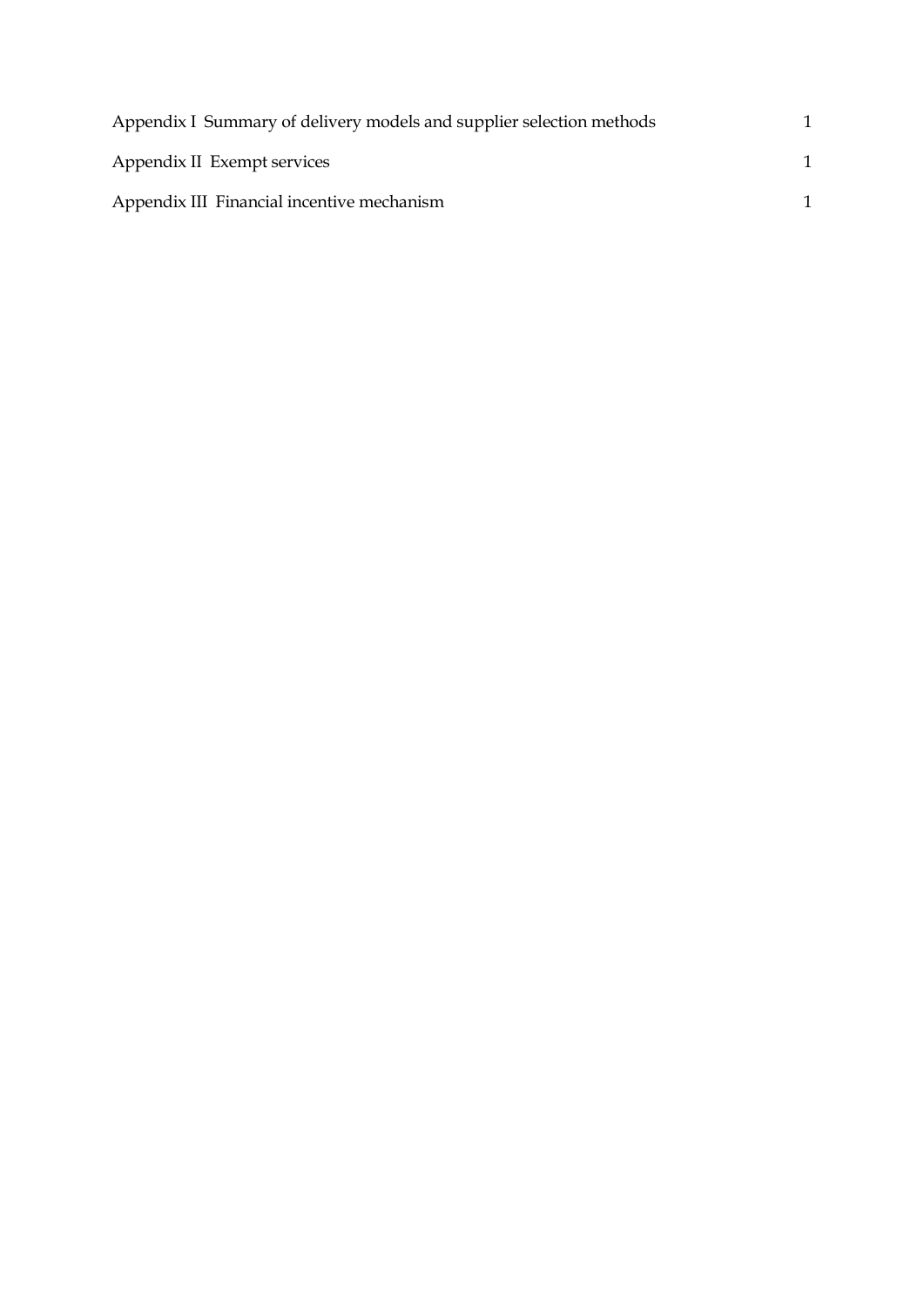Appendix I  Summary of delivery models and supplier selection methods 1

Appendix II  Exempt services 1

Appendix III  Financial incentive mechanism 1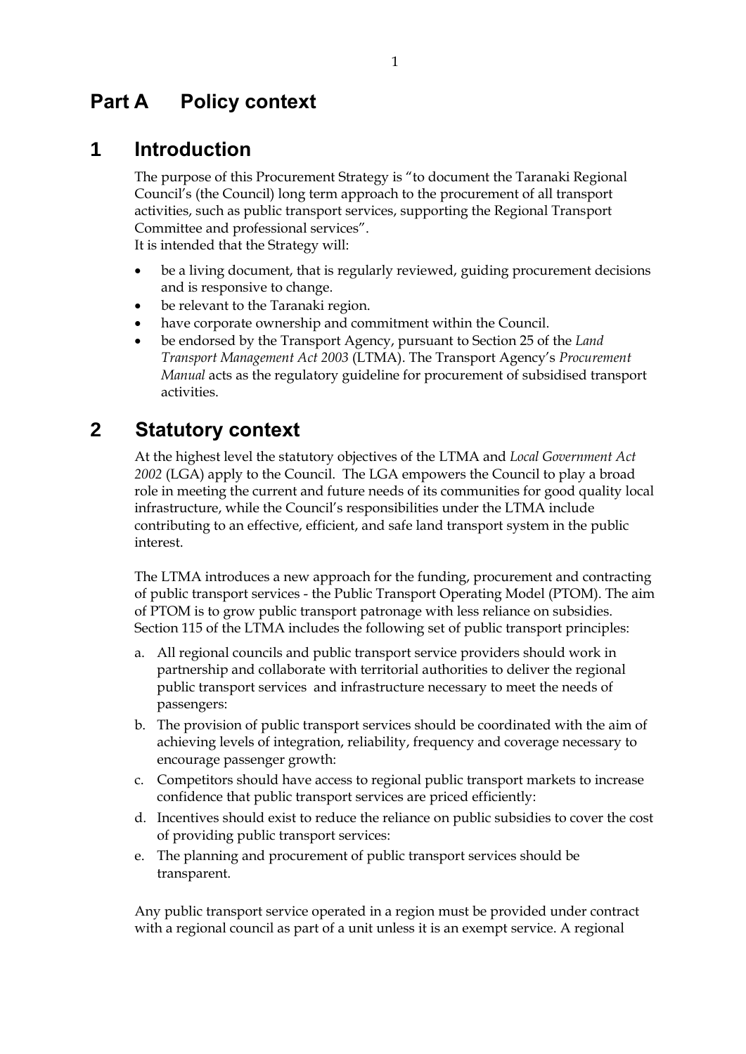# Part A Policy context

## 1 Introduction

The purpose of this Procurement Strategy is "to document the Taranaki Regional Council's (the Council) long term approach to the procurement of all transport activities, such as public transport services, supporting the Regional Transport Committee and professional services".
It is intended that the Strategy will:

- be a living document, that is regularly reviewed, guiding procurement decisions and is responsive to change.
- be relevant to the Taranaki region.
- have corporate ownership and commitment within the Council.
- be endorsed by the Transport Agency, pursuant to Section 25 of the *Land Transport Management Act 2003* (LTMA). The Transport Agency's *Procurement Manual* acts as the regulatory guideline for procurement of subsidised transport activities.

## 2 Statutory context

At the highest level the statutory objectives of the LTMA and *Local Government Act 2002* (LGA) apply to the Council. The LGA empowers the Council to play a broad role in meeting the current and future needs of its communities for good quality local infrastructure, while the Council's responsibilities under the LTMA include contributing to an effective, efficient, and safe land transport system in the public interest.

The LTMA introduces a new approach for the funding, procurement and contracting of public transport services - the Public Transport Operating Model (PTOM). The aim of PTOM is to grow public transport patronage with less reliance on subsidies. Section 115 of the LTMA includes the following set of public transport principles:

a. All regional councils and public transport service providers should work in partnership and collaborate with territorial authorities to deliver the regional public transport services and infrastructure necessary to meet the needs of passengers:
b. The provision of public transport services should be coordinated with the aim of achieving levels of integration, reliability, frequency and coverage necessary to encourage passenger growth:
c. Competitors should have access to regional public transport markets to increase confidence that public transport services are priced efficiently:
d. Incentives should exist to reduce the reliance on public subsidies to cover the cost of providing public transport services:
e. The planning and procurement of public transport services should be transparent.

Any public transport service operated in a region must be provided under contract with a regional council as part of a unit unless it is an exempt service. A regional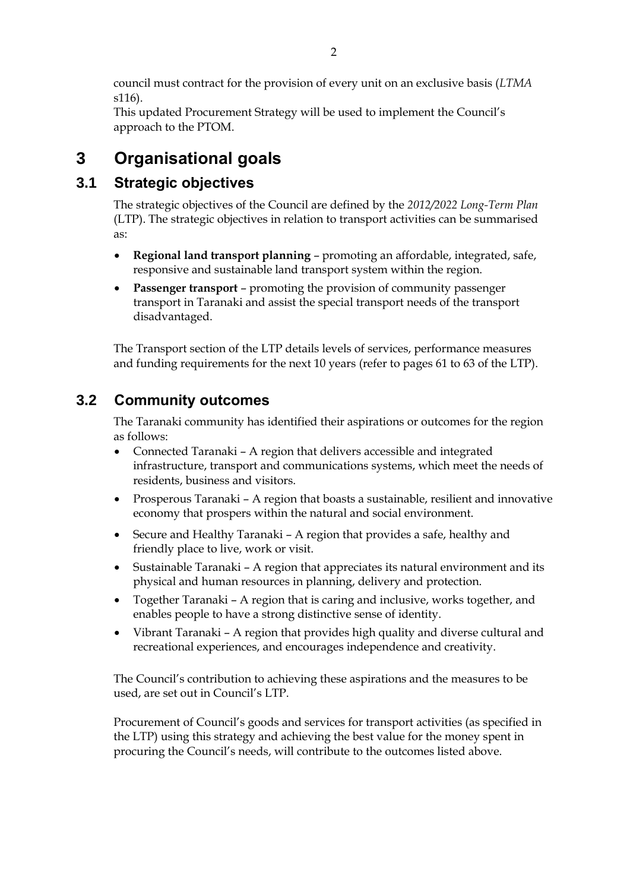council must contract for the provision of every unit on an exclusive basis (*LTMA* s116).

This updated Procurement Strategy will be used to implement the Council's approach to the PTOM.

# 3 Organisational goals

## 3.1 Strategic objectives

The strategic objectives of the Council are defined by the *2012/2022 Long-Term Plan* (LTP). The strategic objectives in relation to transport activities can be summarised as:

- **Regional land transport planning** – promoting an affordable, integrated, safe, responsive and sustainable land transport system within the region.
- **Passenger transport** – promoting the provision of community passenger transport in Taranaki and assist the special transport needs of the transport disadvantaged.

The Transport section of the LTP details levels of services, performance measures and funding requirements for the next 10 years (refer to pages 61 to 63 of the LTP).

## 3.2 Community outcomes

The Taranaki community has identified their aspirations or outcomes for the region as follows:

- Connected Taranaki – A region that delivers accessible and integrated infrastructure, transport and communications systems, which meet the needs of residents, business and visitors.
- Prosperous Taranaki – A region that boasts a sustainable, resilient and innovative economy that prospers within the natural and social environment.
- Secure and Healthy Taranaki – A region that provides a safe, healthy and friendly place to live, work or visit.
- Sustainable Taranaki – A region that appreciates its natural environment and its physical and human resources in planning, delivery and protection.
- Together Taranaki – A region that is caring and inclusive, works together, and enables people to have a strong distinctive sense of identity.
- Vibrant Taranaki – A region that provides high quality and diverse cultural and recreational experiences, and encourages independence and creativity.

The Council's contribution to achieving these aspirations and the measures to be used, are set out in Council's LTP.

Procurement of Council's goods and services for transport activities (as specified in the LTP) using this strategy and achieving the best value for the money spent in procuring the Council's needs, will contribute to the outcomes listed above.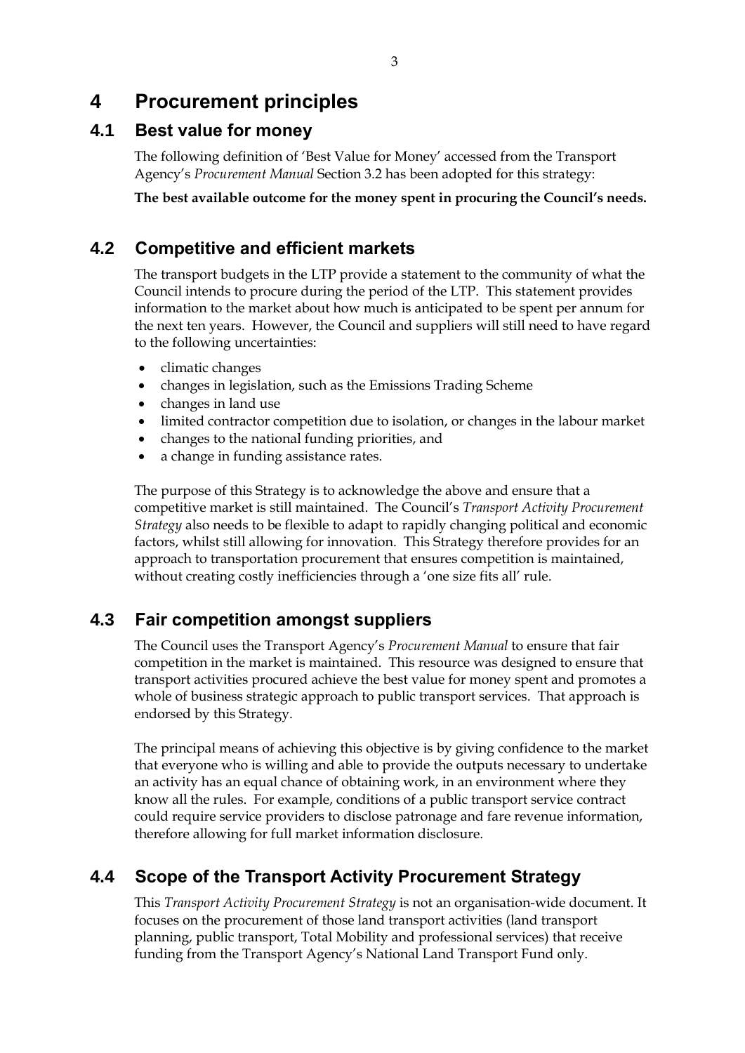# 4 Procurement principles

## 4.1 Best value for money

The following definition of 'Best Value for Money' accessed from the Transport Agency's *Procurement Manual* Section 3.2 has been adopted for this strategy:

**The best available outcome for the money spent in procuring the Council's needs.**

## 4.2 Competitive and efficient markets

The transport budgets in the LTP provide a statement to the community of what the Council intends to procure during the period of the LTP. This statement provides information to the market about how much is anticipated to be spent per annum for the next ten years. However, the Council and suppliers will still need to have regard to the following uncertainties:

- climatic changes
- changes in legislation, such as the Emissions Trading Scheme
- changes in land use
- limited contractor competition due to isolation, or changes in the labour market
- changes to the national funding priorities, and
- a change in funding assistance rates.

The purpose of this Strategy is to acknowledge the above and ensure that a competitive market is still maintained. The Council's *Transport Activity Procurement Strategy* also needs to be flexible to adapt to rapidly changing political and economic factors, whilst still allowing for innovation. This Strategy therefore provides for an approach to transportation procurement that ensures competition is maintained, without creating costly inefficiencies through a 'one size fits all' rule.

## 4.3 Fair competition amongst suppliers

The Council uses the Transport Agency's *Procurement Manual* to ensure that fair competition in the market is maintained. This resource was designed to ensure that transport activities procured achieve the best value for money spent and promotes a whole of business strategic approach to public transport services. That approach is endorsed by this Strategy.

The principal means of achieving this objective is by giving confidence to the market that everyone who is willing and able to provide the outputs necessary to undertake an activity has an equal chance of obtaining work, in an environment where they know all the rules. For example, conditions of a public transport service contract could require service providers to disclose patronage and fare revenue information, therefore allowing for full market information disclosure.

## 4.4 Scope of the Transport Activity Procurement Strategy

This *Transport Activity Procurement Strategy* is not an organisation-wide document. It focuses on the procurement of those land transport activities (land transport planning, public transport, Total Mobility and professional services) that receive funding from the Transport Agency's National Land Transport Fund only.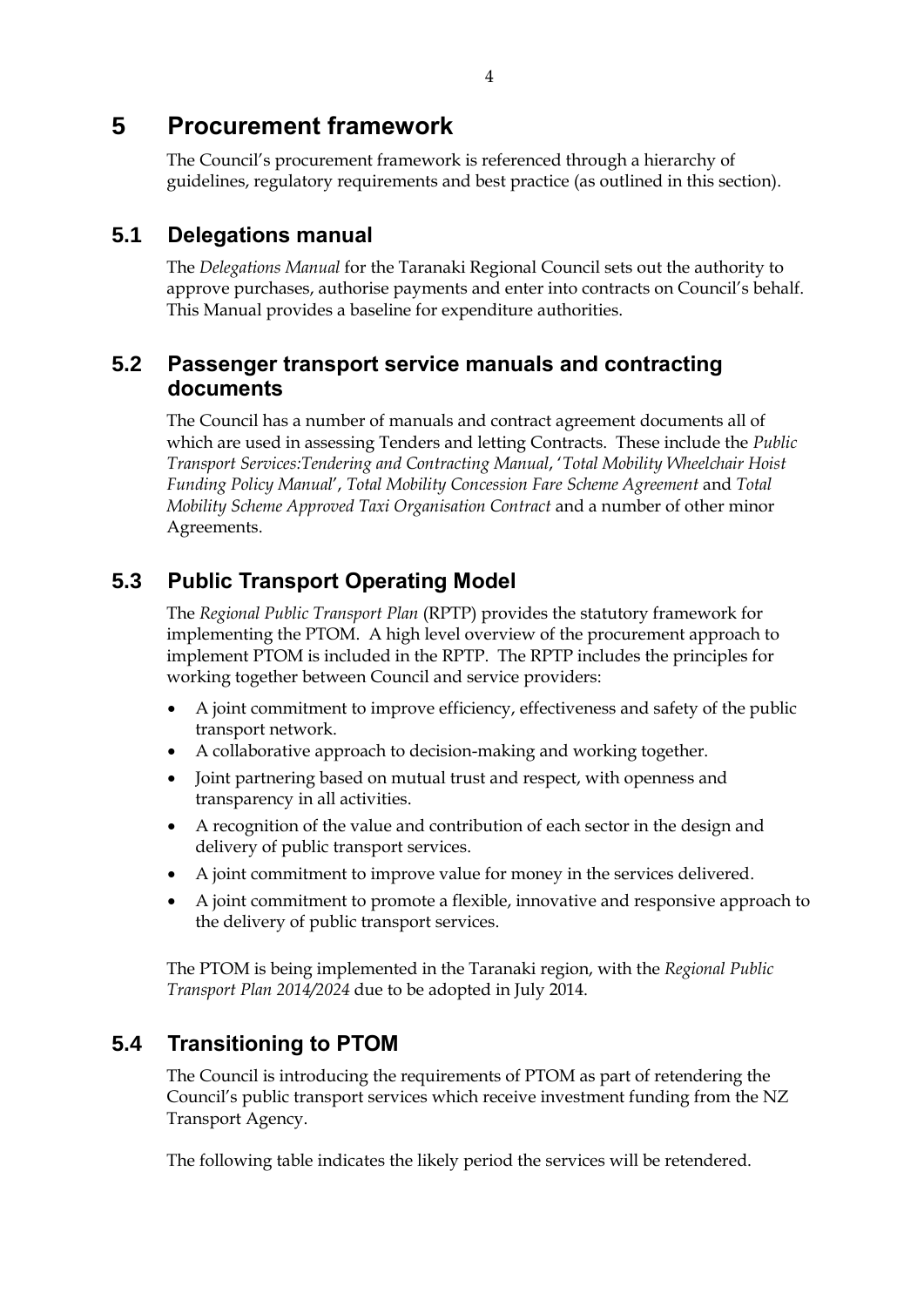# 5 Procurement framework

The Council's procurement framework is referenced through a hierarchy of guidelines, regulatory requirements and best practice (as outlined in this section).

## 5.1 Delegations manual

The *Delegations Manual* for the Taranaki Regional Council sets out the authority to approve purchases, authorise payments and enter into contracts on Council's behalf. This Manual provides a baseline for expenditure authorities.

## 5.2 Passenger transport service manuals and contracting documents

The Council has a number of manuals and contract agreement documents all of which are used in assessing Tenders and letting Contracts. These include the *Public Transport Services:Tendering and Contracting Manual*, '*Total Mobility Wheelchair Hoist Funding Policy Manual*', *Total Mobility Concession Fare Scheme Agreement* and *Total Mobility Scheme Approved Taxi Organisation Contract* and a number of other minor Agreements.

## 5.3 Public Transport Operating Model

The *Regional Public Transport Plan* (RPTP) provides the statutory framework for implementing the PTOM. A high level overview of the procurement approach to implement PTOM is included in the RPTP. The RPTP includes the principles for working together between Council and service providers:

- A joint commitment to improve efficiency, effectiveness and safety of the public transport network.
- A collaborative approach to decision-making and working together.
- Joint partnering based on mutual trust and respect, with openness and transparency in all activities.
- A recognition of the value and contribution of each sector in the design and delivery of public transport services.
- A joint commitment to improve value for money in the services delivered.
- A joint commitment to promote a flexible, innovative and responsive approach to the delivery of public transport services.

The PTOM is being implemented in the Taranaki region, with the *Regional Public Transport Plan 2014/2024* due to be adopted in July 2014.

## 5.4 Transitioning to PTOM

The Council is introducing the requirements of PTOM as part of retendering the Council's public transport services which receive investment funding from the NZ Transport Agency.

The following table indicates the likely period the services will be retendered.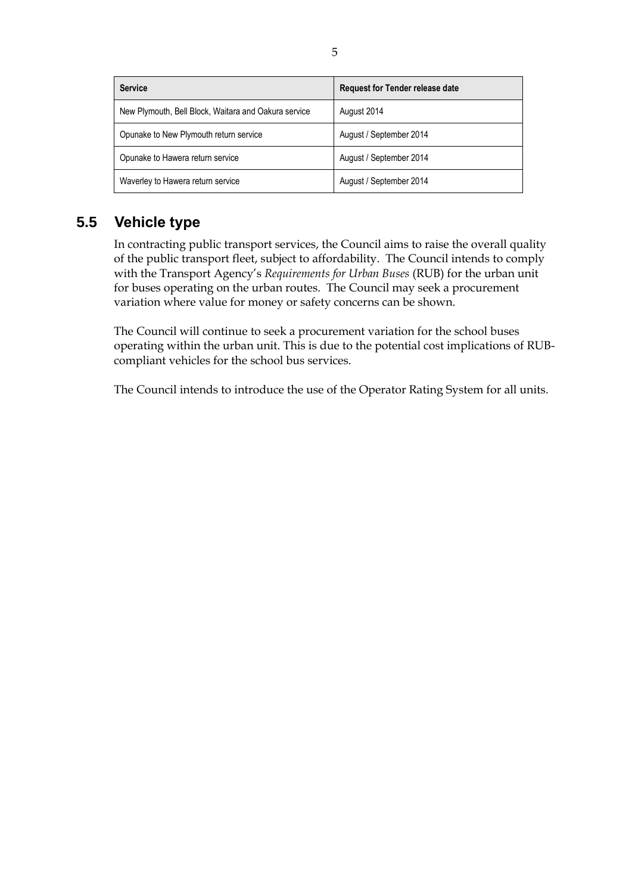| Service | Request for Tender release date |
| --- | --- |
| New Plymouth, Bell Block, Waitara and Oakura service | August 2014 |
| Opunake to New Plymouth return service | August / September 2014 |
| Opunake to Hawera return service | August / September 2014 |
| Waverley to Hawera return service | August / September 2014 |

## 5.5 Vehicle type

In contracting public transport services, the Council aims to raise the overall quality of the public transport fleet, subject to affordability. The Council intends to comply with the Transport Agency's *Requirements for Urban Buses* (RUB) for the urban unit for buses operating on the urban routes. The Council may seek a procurement variation where value for money or safety concerns can be shown.

The Council will continue to seek a procurement variation for the school buses operating within the urban unit. This is due to the potential cost implications of RUB-compliant vehicles for the school bus services.

The Council intends to introduce the use of the Operator Rating System for all units.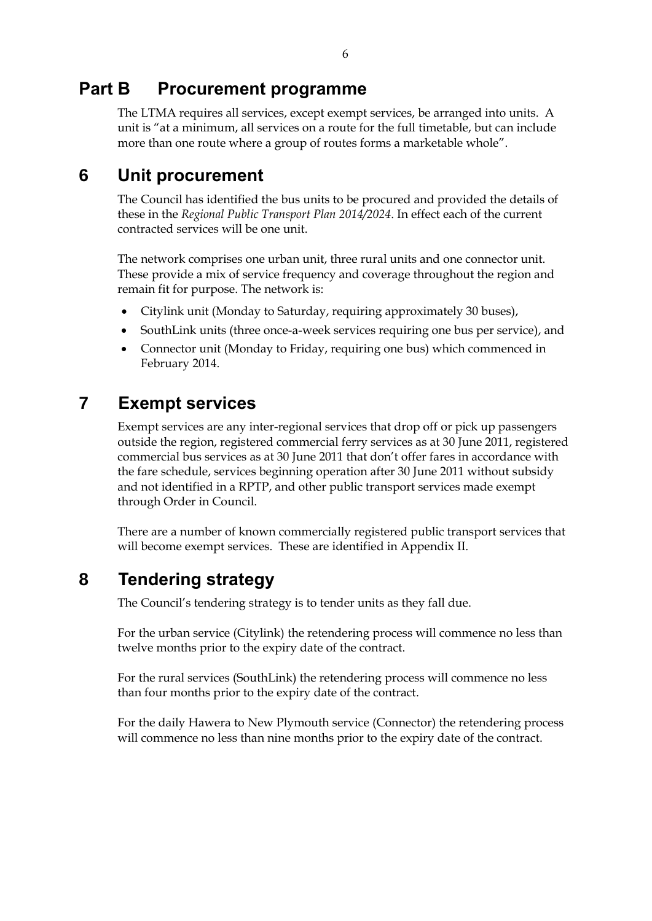# Part B Procurement programme

The LTMA requires all services, except exempt services, be arranged into units. A unit is "at a minimum, all services on a route for the full timetable, but can include more than one route where a group of routes forms a marketable whole".

## 6 Unit procurement

The Council has identified the bus units to be procured and provided the details of these in the *Regional Public Transport Plan 2014/2024*. In effect each of the current contracted services will be one unit.

The network comprises one urban unit, three rural units and one connector unit. These provide a mix of service frequency and coverage throughout the region and remain fit for purpose. The network is:

- Citylink unit (Monday to Saturday, requiring approximately 30 buses),
- SouthLink units (three once-a-week services requiring one bus per service), and
- Connector unit (Monday to Friday, requiring one bus) which commenced in February 2014.

## 7 Exempt services

Exempt services are any inter-regional services that drop off or pick up passengers outside the region, registered commercial ferry services as at 30 June 2011, registered commercial bus services as at 30 June 2011 that don't offer fares in accordance with the fare schedule, services beginning operation after 30 June 2011 without subsidy and not identified in a RPTP, and other public transport services made exempt through Order in Council.

There are a number of known commercially registered public transport services that will become exempt services. These are identified in Appendix II.

## 8 Tendering strategy

The Council's tendering strategy is to tender units as they fall due.

For the urban service (Citylink) the retendering process will commence no less than twelve months prior to the expiry date of the contract.

For the rural services (SouthLink) the retendering process will commence no less than four months prior to the expiry date of the contract.

For the daily Hawera to New Plymouth service (Connector) the retendering process will commence no less than nine months prior to the expiry date of the contract.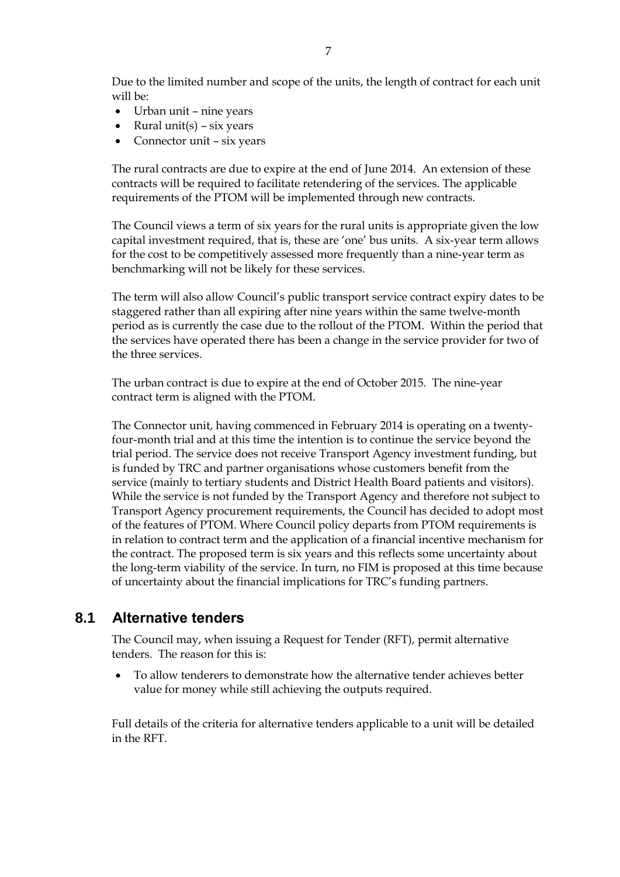Due to the limited number and scope of the units, the length of contract for each unit will be:

- Urban unit – nine years
- Rural unit(s) – six years
- Connector unit – six years

The rural contracts are due to expire at the end of June 2014. An extension of these contracts will be required to facilitate retendering of the services. The applicable requirements of the PTOM will be implemented through new contracts.

The Council views a term of six years for the rural units is appropriate given the low capital investment required, that is, these are 'one' bus units. A six-year term allows for the cost to be competitively assessed more frequently than a nine-year term as benchmarking will not be likely for these services.

The term will also allow Council's public transport service contract expiry dates to be staggered rather than all expiring after nine years within the same twelve-month period as is currently the case due to the rollout of the PTOM. Within the period that the services have operated there has been a change in the service provider for two of the three services.

The urban contract is due to expire at the end of October 2015. The nine-year contract term is aligned with the PTOM.

The Connector unit, having commenced in February 2014 is operating on a twenty-four-month trial and at this time the intention is to continue the service beyond the trial period. The service does not receive Transport Agency investment funding, but is funded by TRC and partner organisations whose customers benefit from the service (mainly to tertiary students and District Health Board patients and visitors). While the service is not funded by the Transport Agency and therefore not subject to Transport Agency procurement requirements, the Council has decided to adopt most of the features of PTOM. Where Council policy departs from PTOM requirements is in relation to contract term and the application of a financial incentive mechanism for the contract. The proposed term is six years and this reflects some uncertainty about the long-term viability of the service. In turn, no FIM is proposed at this time because of uncertainty about the financial implications for TRC's funding partners.

## 8.1 Alternative tenders

The Council may, when issuing a Request for Tender (RFT), permit alternative tenders. The reason for this is:

- To allow tenderers to demonstrate how the alternative tender achieves better value for money while still achieving the outputs required.

Full details of the criteria for alternative tenders applicable to a unit will be detailed in the RFT.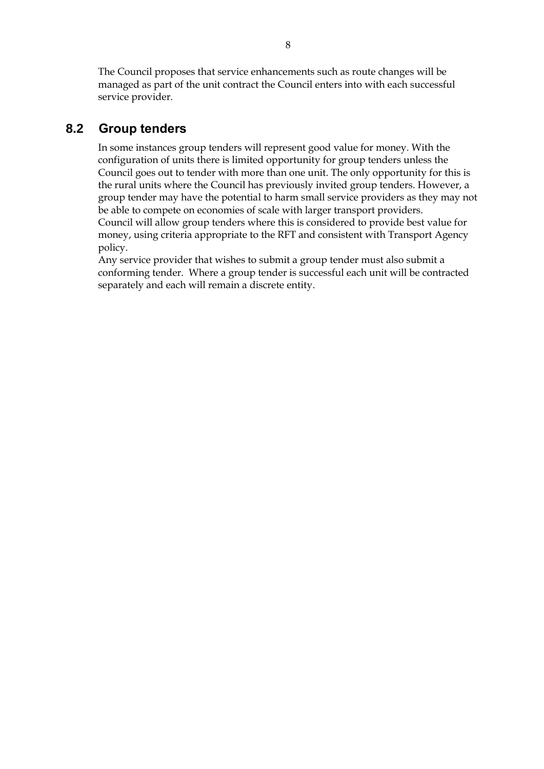The Council proposes that service enhancements such as route changes will be managed as part of the unit contract the Council enters into with each successful service provider.

## 8.2 Group tenders

In some instances group tenders will represent good value for money. With the configuration of units there is limited opportunity for group tenders unless the Council goes out to tender with more than one unit. The only opportunity for this is the rural units where the Council has previously invited group tenders. However, a group tender may have the potential to harm small service providers as they may not be able to compete on economies of scale with larger transport providers.

Council will allow group tenders where this is considered to provide best value for money, using criteria appropriate to the RFT and consistent with Transport Agency policy.

Any service provider that wishes to submit a group tender must also submit a conforming tender. Where a group tender is successful each unit will be contracted separately and each will remain a discrete entity.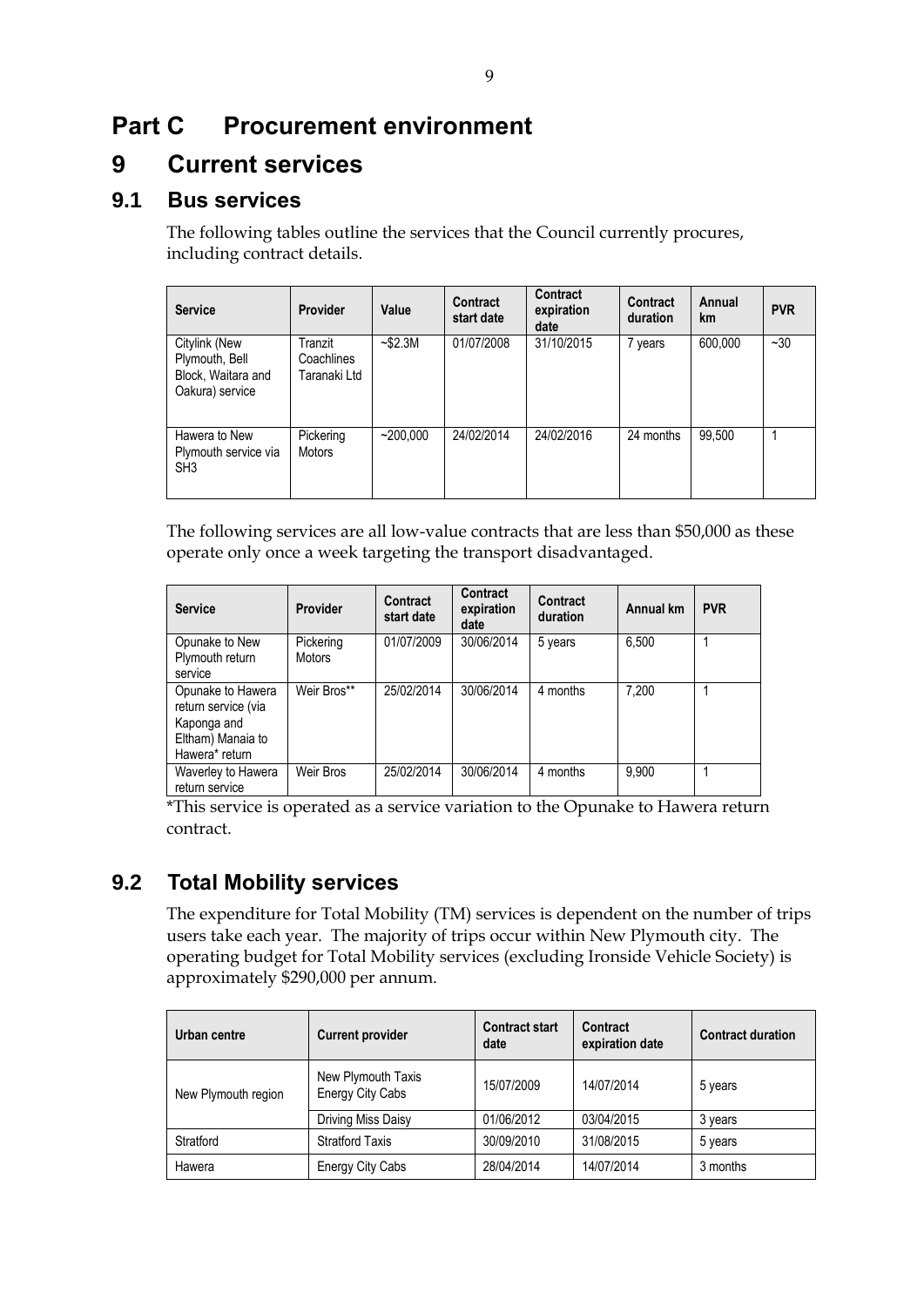# Part C Procurement environment

# 9 Current services

## 9.1 Bus services

The following tables outline the services that the Council currently procures, including contract details.

| Service | Provider | Value | Contract start date | Contract expiration date | Contract duration | Annual km | PVR |
|---|---|---|---|---|---|---|---|
| Citylink (New Plymouth, Bell Block, Waitara and Oakura) service | Tranzit Coachlines Taranaki Ltd | ~$2.3M | 01/07/2008 | 31/10/2015 | 7 years | 600,000 | ~30 |
| Hawera to New Plymouth service via SH3 | Pickering Motors | ~200,000 | 24/02/2014 | 24/02/2016 | 24 months | 99,500 | 1 |

The following services are all low-value contracts that are less than $50,000 as these operate only once a week targeting the transport disadvantaged.

| Service | Provider | Contract start date | Contract expiration date | Contract duration | Annual km | PVR |
|---|---|---|---|---|---|---|
| Opunake to New Plymouth return service | Pickering Motors | 01/07/2009 | 30/06/2014 | 5 years | 6,500 | 1 |
| Opunake to Hawera return service (via Kaponga and Eltham) Manaia to Hawera* return | Weir Bros** | 25/02/2014 | 30/06/2014 | 4 months | 7,200 | 1 |
| Waverley to Hawera return service | Weir Bros | 25/02/2014 | 30/06/2014 | 4 months | 9,900 | 1 |

*This service is operated as a service variation to the Opunake to Hawera return contract.

## 9.2 Total Mobility services

The expenditure for Total Mobility (TM) services is dependent on the number of trips users take each year. The majority of trips occur within New Plymouth city. The operating budget for Total Mobility services (excluding Ironside Vehicle Society) is approximately $290,000 per annum.

| Urban centre | Current provider | Contract start date | Contract expiration date | Contract duration |
|---|---|---|---|---|
| New Plymouth region | New Plymouth Taxis Energy City Cabs | 15/07/2009 | 14/07/2014 | 5 years |
| | Driving Miss Daisy | 01/06/2012 | 03/04/2015 | 3 years |
| Stratford | Stratford Taxis | 30/09/2010 | 31/08/2015 | 5 years |
| Hawera | Energy City Cabs | 28/04/2014 | 14/07/2014 | 3 months |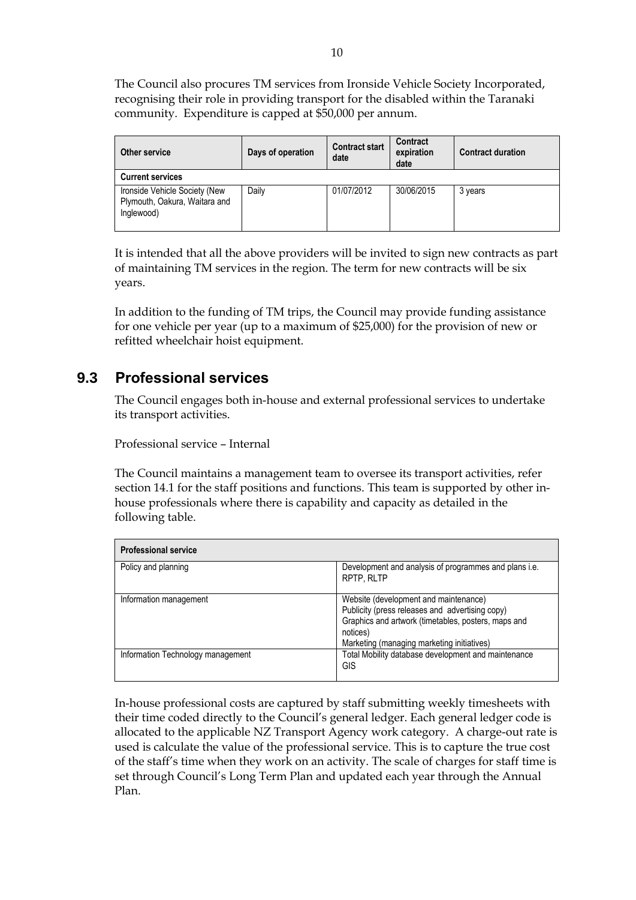The Council also procures TM services from Ironside Vehicle Society Incorporated, recognising their role in providing transport for the disabled within the Taranaki community. Expenditure is capped at $50,000 per annum.

| Other service | Days of operation | Contract start date | Contract expiration date | Contract duration |
|---|---|---|---|---|
| **Current services** | | | | |
| Ironside Vehicle Society (New Plymouth, Oakura, Waitara and Inglewood) | Daily | 01/07/2012 | 30/06/2015 | 3 years |

It is intended that all the above providers will be invited to sign new contracts as part of maintaining TM services in the region. The term for new contracts will be six years.

In addition to the funding of TM trips, the Council may provide funding assistance for one vehicle per year (up to a maximum of $25,000) for the provision of new or refitted wheelchair hoist equipment.

## 9.3 Professional services

The Council engages both in-house and external professional services to undertake its transport activities.

Professional service – Internal

The Council maintains a management team to oversee its transport activities, refer section 14.1 for the staff positions and functions. This team is supported by other in-house professionals where there is capability and capacity as detailed in the following table.

| Professional service | |
|---|---|
| Policy and planning | Development and analysis of programmes and plans i.e. RPTP, RLTP |
| Information management | Website (development and maintenance)<br>Publicity (press releases and advertising copy)<br>Graphics and artwork (timetables, posters, maps and notices)<br>Marketing (managing marketing initiatives) |
| Information Technology management | Total Mobility database development and maintenance<br>GIS |

In-house professional costs are captured by staff submitting weekly timesheets with their time coded directly to the Council's general ledger. Each general ledger code is allocated to the applicable NZ Transport Agency work category. A charge-out rate is used is calculate the value of the professional service. This is to capture the true cost of the staff's time when they work on an activity. The scale of charges for staff time is set through Council's Long Term Plan and updated each year through the Annual Plan.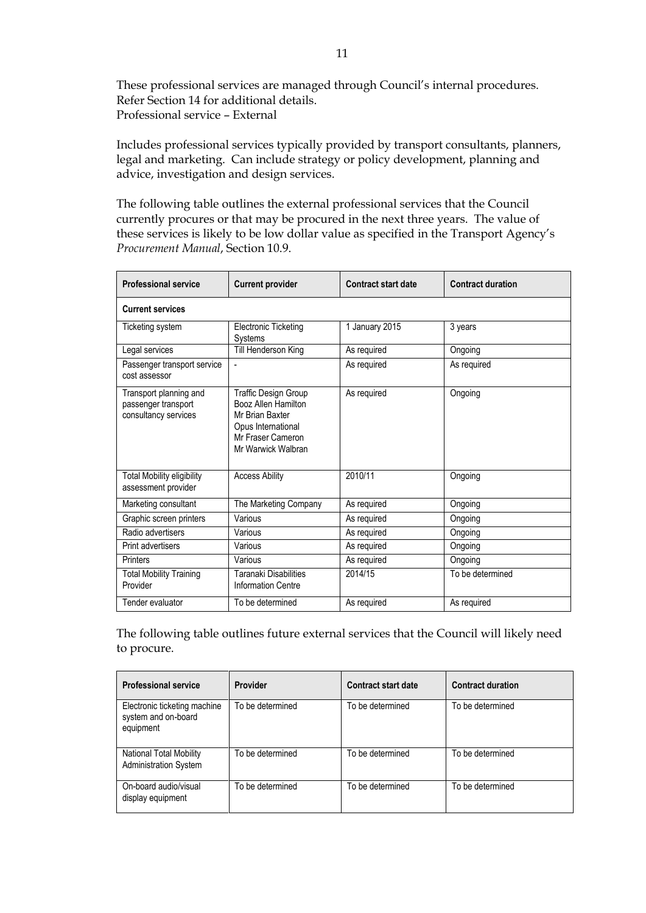These professional services are managed through Council's internal procedures. Refer Section 14 for additional details.

Professional service – External

Includes professional services typically provided by transport consultants, planners, legal and marketing. Can include strategy or policy development, planning and advice, investigation and design services.

The following table outlines the external professional services that the Council currently procures or that may be procured in the next three years. The value of these services is likely to be low dollar value as specified in the Transport Agency's *Procurement Manual*, Section 10.9.

| Professional service | Current provider | Contract start date | Contract duration |
|---|---|---|---|
| **Current services** | | | |
| Ticketing system | Electronic Ticketing Systems | 1 January 2015 | 3 years |
| Legal services | Till Henderson King | As required | Ongoing |
| Passenger transport service cost assessor | - | As required | As required |
| Transport planning and passenger transport consultancy services | Traffic Design Group<br>Booz Allen Hamilton<br>Mr Brian Baxter<br>Opus International<br>Mr Fraser Cameron<br>Mr Warwick Walbran | As required | Ongoing |
| Total Mobility eligibility assessment provider | Access Ability | 2010/11 | Ongoing |
| Marketing consultant | The Marketing Company | As required | Ongoing |
| Graphic screen printers | Various | As required | Ongoing |
| Radio advertisers | Various | As required | Ongoing |
| Print advertisers | Various | As required | Ongoing |
| Printers | Various | As required | Ongoing |
| Total Mobility Training Provider | Taranaki Disabilities Information Centre | 2014/15 | To be determined |
| Tender evaluator | To be determined | As required | As required |

The following table outlines future external services that the Council will likely need to procure.

| Professional service | Provider | Contract start date | Contract duration |
|---|---|---|---|
| Electronic ticketing machine system and on-board equipment | To be determined | To be determined | To be determined |
| National Total Mobility Administration System | To be determined | To be determined | To be determined |
| On-board audio/visual display equipment | To be determined | To be determined | To be determined |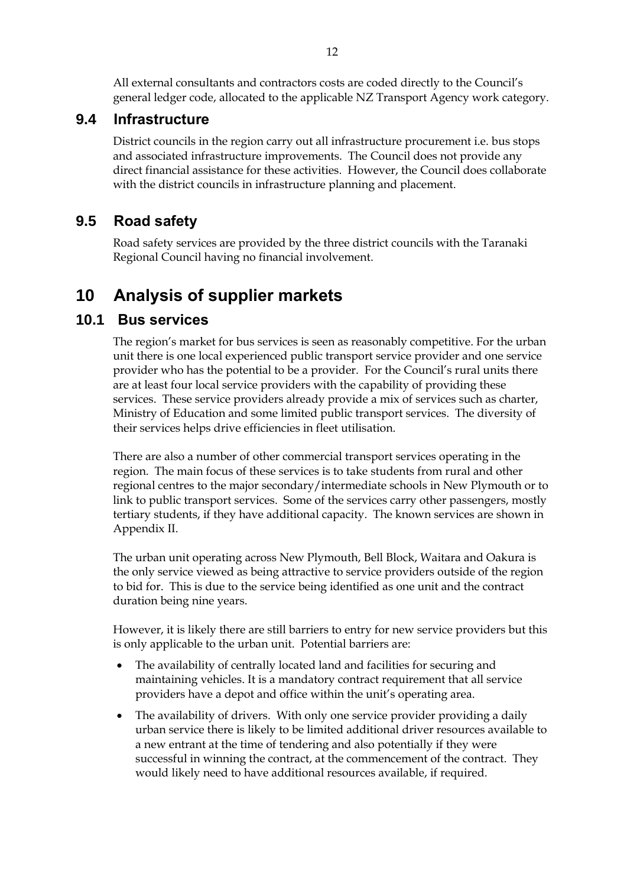All external consultants and contractors costs are coded directly to the Council's general ledger code, allocated to the applicable NZ Transport Agency work category.

## 9.4 Infrastructure

District councils in the region carry out all infrastructure procurement i.e. bus stops and associated infrastructure improvements. The Council does not provide any direct financial assistance for these activities. However, the Council does collaborate with the district councils in infrastructure planning and placement.

## 9.5 Road safety

Road safety services are provided by the three district councils with the Taranaki Regional Council having no financial involvement.

# 10 Analysis of supplier markets

## 10.1 Bus services

The region's market for bus services is seen as reasonably competitive. For the urban unit there is one local experienced public transport service provider and one service provider who has the potential to be a provider. For the Council's rural units there are at least four local service providers with the capability of providing these services. These service providers already provide a mix of services such as charter, Ministry of Education and some limited public transport services. The diversity of their services helps drive efficiencies in fleet utilisation.

There are also a number of other commercial transport services operating in the region. The main focus of these services is to take students from rural and other regional centres to the major secondary/intermediate schools in New Plymouth or to link to public transport services. Some of the services carry other passengers, mostly tertiary students, if they have additional capacity. The known services are shown in Appendix II.

The urban unit operating across New Plymouth, Bell Block, Waitara and Oakura is the only service viewed as being attractive to service providers outside of the region to bid for. This is due to the service being identified as one unit and the contract duration being nine years.

However, it is likely there are still barriers to entry for new service providers but this is only applicable to the urban unit. Potential barriers are:

- The availability of centrally located land and facilities for securing and maintaining vehicles. It is a mandatory contract requirement that all service providers have a depot and office within the unit's operating area.
- The availability of drivers. With only one service provider providing a daily urban service there is likely to be limited additional driver resources available to a new entrant at the time of tendering and also potentially if they were successful in winning the contract, at the commencement of the contract. They would likely need to have additional resources available, if required.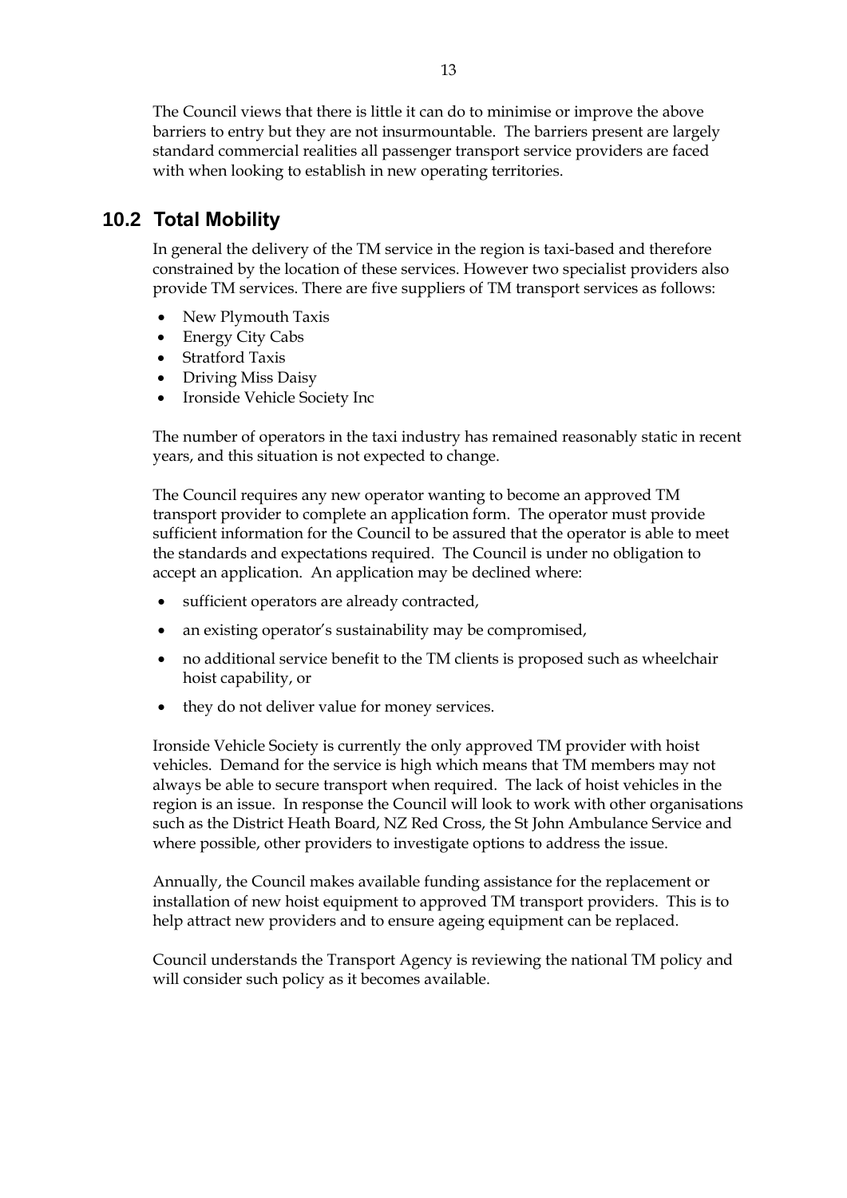The Council views that there is little it can do to minimise or improve the above barriers to entry but they are not insurmountable. The barriers present are largely standard commercial realities all passenger transport service providers are faced with when looking to establish in new operating territories.

## 10.2 Total Mobility

In general the delivery of the TM service in the region is taxi-based and therefore constrained by the location of these services. However two specialist providers also provide TM services. There are five suppliers of TM transport services as follows:

- New Plymouth Taxis
- Energy City Cabs
- Stratford Taxis
- Driving Miss Daisy
- Ironside Vehicle Society Inc

The number of operators in the taxi industry has remained reasonably static in recent years, and this situation is not expected to change.

The Council requires any new operator wanting to become an approved TM transport provider to complete an application form. The operator must provide sufficient information for the Council to be assured that the operator is able to meet the standards and expectations required. The Council is under no obligation to accept an application. An application may be declined where:

- sufficient operators are already contracted,
- an existing operator's sustainability may be compromised,
- no additional service benefit to the TM clients is proposed such as wheelchair hoist capability, or
- they do not deliver value for money services.

Ironside Vehicle Society is currently the only approved TM provider with hoist vehicles. Demand for the service is high which means that TM members may not always be able to secure transport when required. The lack of hoist vehicles in the region is an issue. In response the Council will look to work with other organisations such as the District Heath Board, NZ Red Cross, the St John Ambulance Service and where possible, other providers to investigate options to address the issue.

Annually, the Council makes available funding assistance for the replacement or installation of new hoist equipment to approved TM transport providers. This is to help attract new providers and to ensure ageing equipment can be replaced.

Council understands the Transport Agency is reviewing the national TM policy and will consider such policy as it becomes available.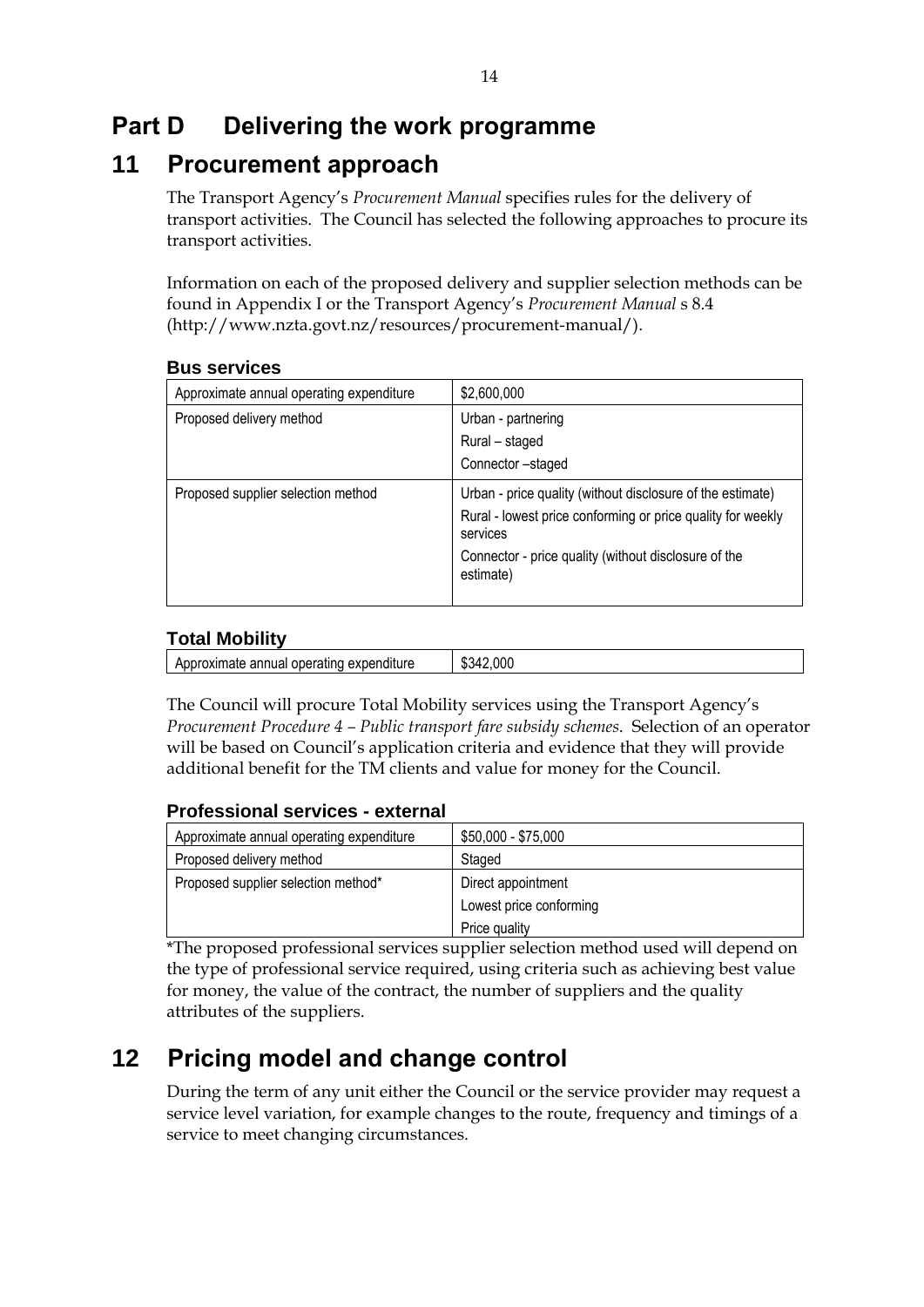# Part D Delivering the work programme

## 11 Procurement approach

The Transport Agency's *Procurement Manual* specifies rules for the delivery of transport activities. The Council has selected the following approaches to procure its transport activities.

Information on each of the proposed delivery and supplier selection methods can be found in Appendix I or the Transport Agency's *Procurement Manual* s 8.4 (http://www.nzta.govt.nz/resources/procurement-manual/).

### Bus services

| Approximate annual operating expenditure | \$2,600,000 |
|---|---|
| Proposed delivery method | Urban - partnering<br>Rural – staged<br>Connector –staged |
| Proposed supplier selection method | Urban - price quality (without disclosure of the estimate)<br>Rural - lowest price conforming or price quality for weekly services<br>Connector - price quality (without disclosure of the estimate) |

### Total Mobility

| Approximate annual operating expenditure | \$342,000 |
|---|---|

The Council will procure Total Mobility services using the Transport Agency's *Procurement Procedure 4 – Public transport fare subsidy schemes*. Selection of an operator will be based on Council's application criteria and evidence that they will provide additional benefit for the TM clients and value for money for the Council.

### Professional services - external

| Approximate annual operating expenditure | \$50,000 - \$75,000 |
|---|---|
| Proposed delivery method | Staged |
| Proposed supplier selection method* | Direct appointment<br>Lowest price conforming<br>Price quality |

*The proposed professional services supplier selection method used will depend on the type of professional service required, using criteria such as achieving best value for money, the value of the contract, the number of suppliers and the quality attributes of the suppliers.

## 12 Pricing model and change control

During the term of any unit either the Council or the service provider may request a service level variation, for example changes to the route, frequency and timings of a service to meet changing circumstances.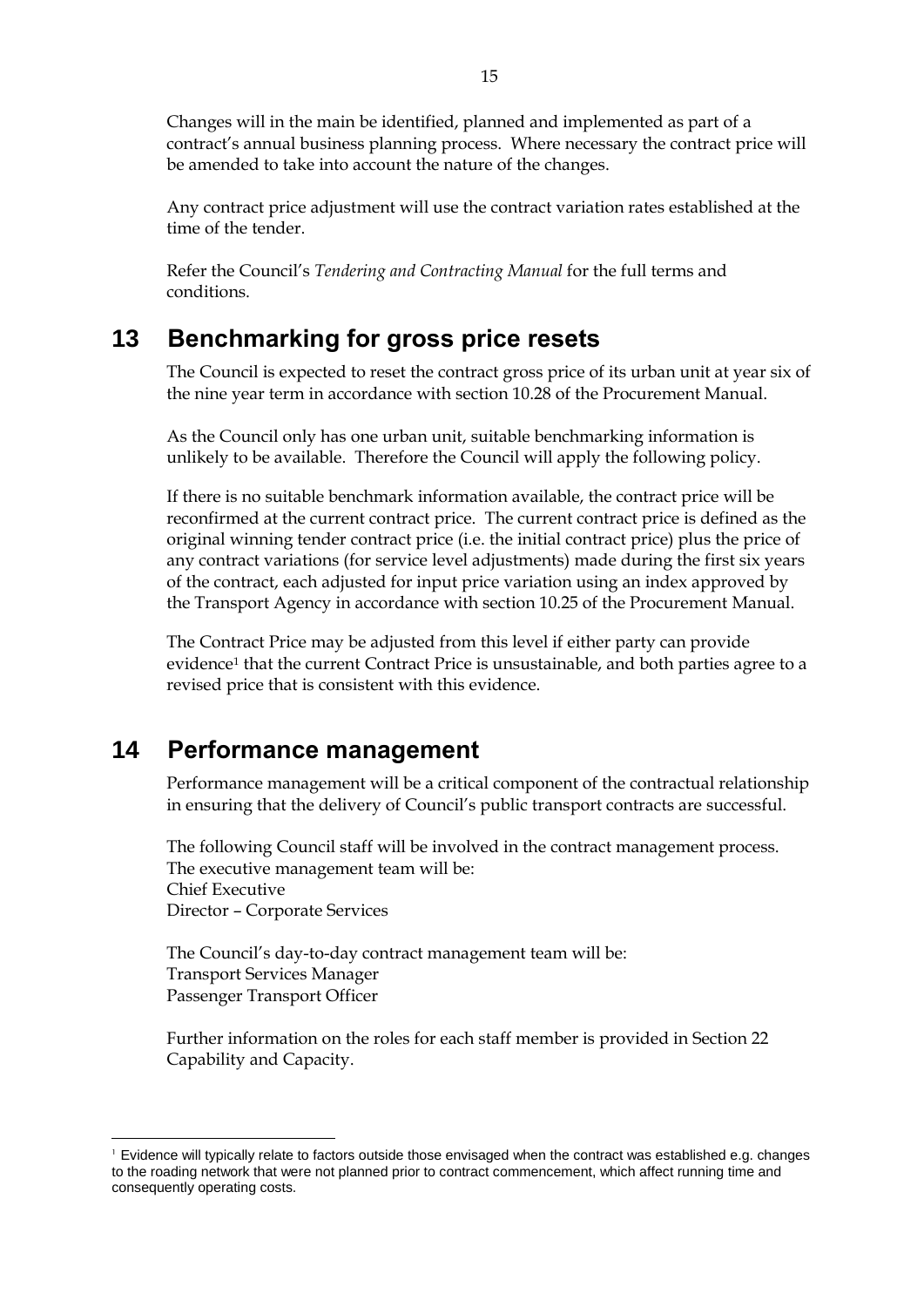Changes will in the main be identified, planned and implemented as part of a contract's annual business planning process. Where necessary the contract price will be amended to take into account the nature of the changes.

Any contract price adjustment will use the contract variation rates established at the time of the tender.

Refer the Council's *Tendering and Contracting Manual* for the full terms and conditions.

# 13 Benchmarking for gross price resets

The Council is expected to reset the contract gross price of its urban unit at year six of the nine year term in accordance with section 10.28 of the Procurement Manual.

As the Council only has one urban unit, suitable benchmarking information is unlikely to be available. Therefore the Council will apply the following policy.

If there is no suitable benchmark information available, the contract price will be reconfirmed at the current contract price. The current contract price is defined as the original winning tender contract price (i.e. the initial contract price) plus the price of any contract variations (for service level adjustments) made during the first six years of the contract, each adjusted for input price variation using an index approved by the Transport Agency in accordance with section 10.25 of the Procurement Manual.

The Contract Price may be adjusted from this level if either party can provide evidence[1] that the current Contract Price is unsustainable, and both parties agree to a revised price that is consistent with this evidence.

# 14 Performance management

Performance management will be a critical component of the contractual relationship in ensuring that the delivery of Council's public transport contracts are successful.

The following Council staff will be involved in the contract management process. The executive management team will be:
Chief Executive
Director – Corporate Services

The Council's day-to-day contract management team will be:
Transport Services Manager
Passenger Transport Officer

Further information on the roles for each staff member is provided in Section 22 Capability and Capacity.

[1] Evidence will typically relate to factors outside those envisaged when the contract was established e.g. changes to the roading network that were not planned prior to contract commencement, which affect running time and consequently operating costs.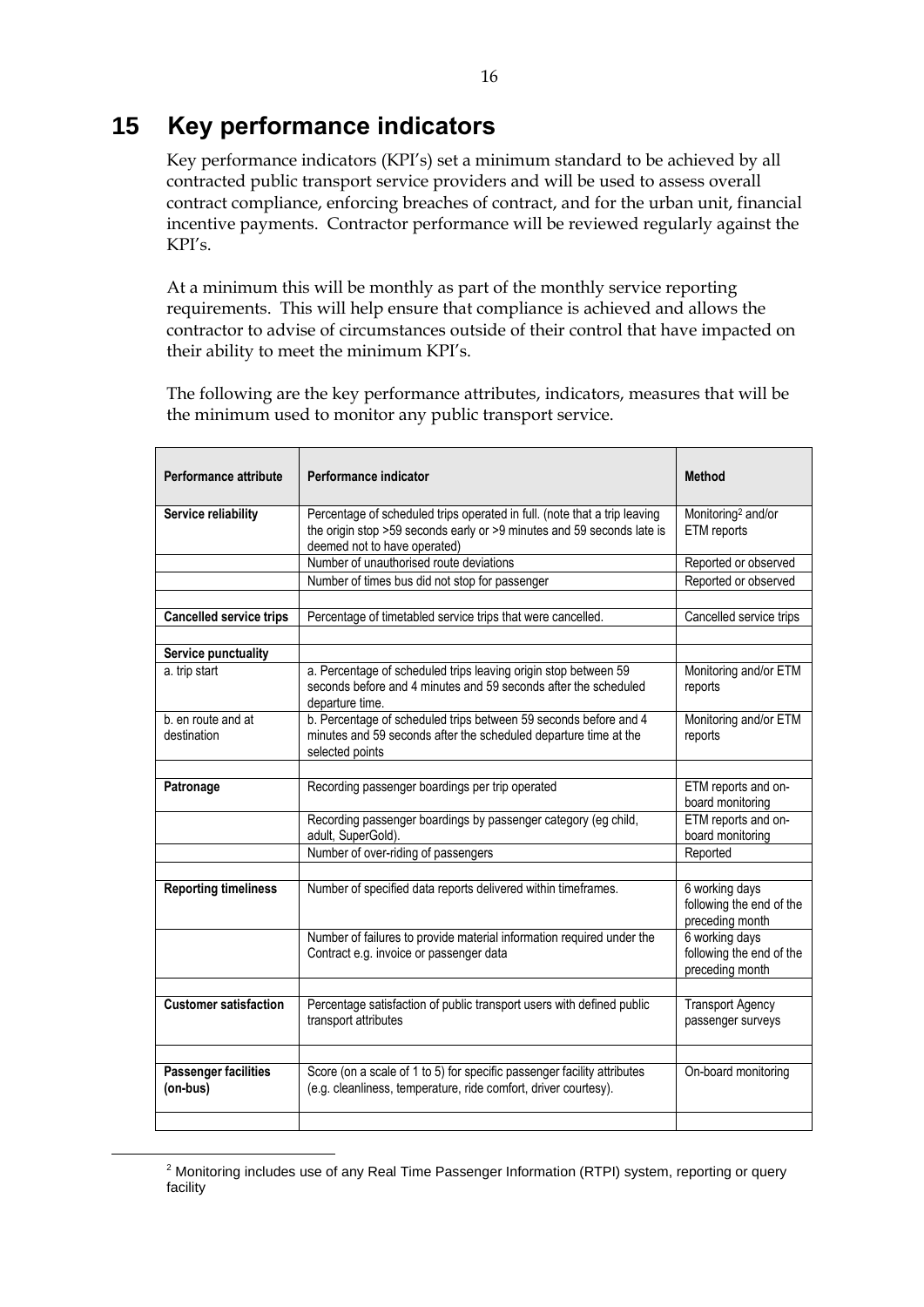# 15 Key performance indicators

Key performance indicators (KPI's) set a minimum standard to be achieved by all contracted public transport service providers and will be used to assess overall contract compliance, enforcing breaches of contract, and for the urban unit, financial incentive payments. Contractor performance will be reviewed regularly against the KPI's.

At a minimum this will be monthly as part of the monthly service reporting requirements. This will help ensure that compliance is achieved and allows the contractor to advise of circumstances outside of their control that have impacted on their ability to meet the minimum KPI's.

The following are the key performance attributes, indicators, measures that will be the minimum used to monitor any public transport service.

| Performance attribute | Performance indicator | Method |
|---|---|---|
| **Service reliability** | Percentage of scheduled trips operated in full. (note that a trip leaving the origin stop >59 seconds early or >9 minutes and 59 seconds late is deemed not to have operated) | Monitoring[2] and/or ETM reports |
| | Number of unauthorised route deviations | Reported or observed |
| | Number of times bus did not stop for passenger | Reported or observed |
| | | |
| **Cancelled service trips** | Percentage of timetabled service trips that were cancelled. | Cancelled service trips |
| | | |
| **Service punctuality** | | |
| a. trip start | a. Percentage of scheduled trips leaving origin stop between 59 seconds before and 4 minutes and 59 seconds after the scheduled departure time. | Monitoring and/or ETM reports |
| b. en route and at destination | b. Percentage of scheduled trips between 59 seconds before and 4 minutes and 59 seconds after the scheduled departure time at the selected points | Monitoring and/or ETM reports |
| | | |
| **Patronage** | Recording passenger boardings per trip operated | ETM reports and on-board monitoring |
| | Recording passenger boardings by passenger category (eg child, adult, SuperGold). | ETM reports and on-board monitoring |
| | Number of over-riding of passengers | Reported |
| | | |
| **Reporting timeliness** | Number of specified data reports delivered within timeframes. | 6 working days following the end of the preceding month |
| | Number of failures to provide material information required under the Contract e.g. invoice or passenger data | 6 working days following the end of the preceding month |
| | | |
| **Customer satisfaction** | Percentage satisfaction of public transport users with defined public transport attributes | Transport Agency passenger surveys |
| | | |
| **Passenger facilities (on-bus)** | Score (on a scale of 1 to 5) for specific passenger facility attributes (e.g. cleanliness, temperature, ride comfort, driver courtesy). | On-board monitoring |
| | | |

[2] Monitoring includes use of any Real Time Passenger Information (RTPI) system, reporting or query facility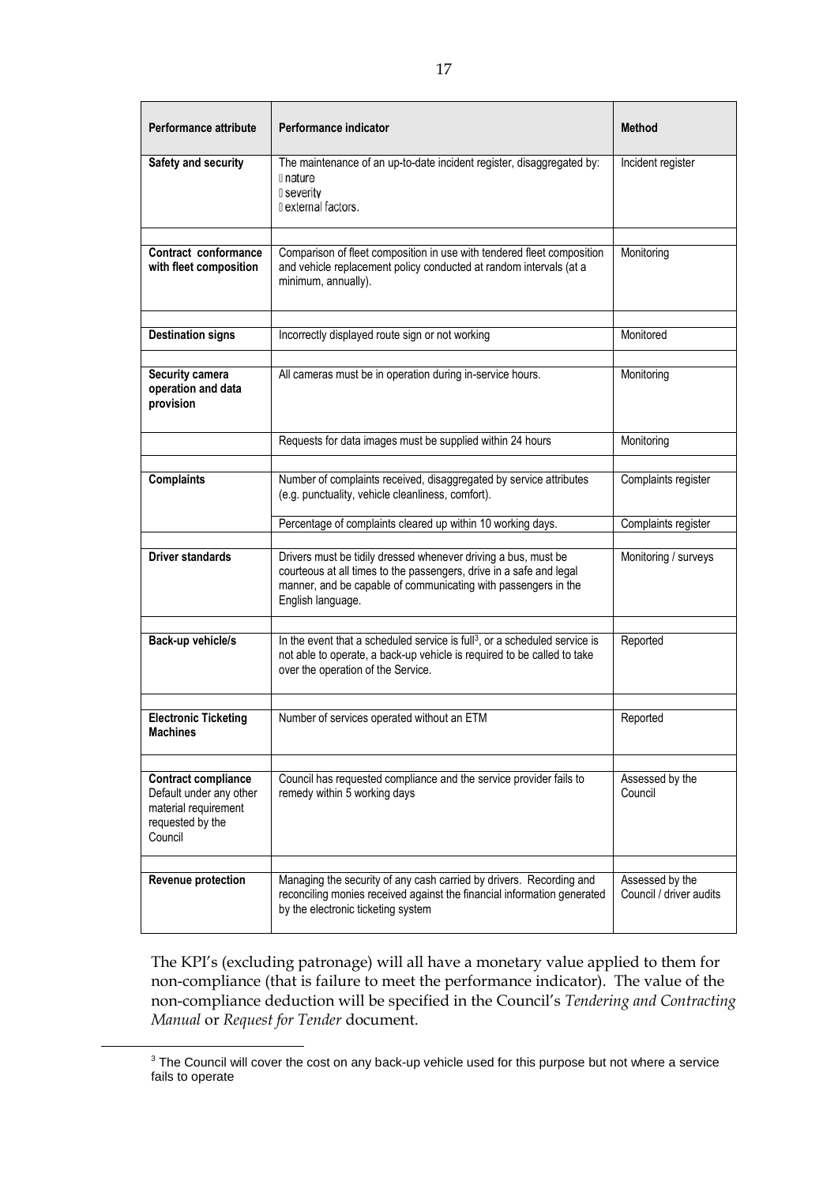| Performance attribute | Performance indicator | Method |
|---|---|---|
| **Safety and security** | The maintenance of an up-to-date incident register, disaggregated by:<br>• nature<br>• severity<br>• external factors. | Incident register |
| **Contract conformance with fleet composition** | Comparison of fleet composition in use with tendered fleet composition and vehicle replacement policy conducted at random intervals (at a minimum, annually). | Monitoring |
| **Destination signs** | Incorrectly displayed route sign or not working | Monitored |
| **Security camera operation and data provision** | All cameras must be in operation during in-service hours. | Monitoring |
| | Requests for data images must be supplied within 24 hours | Monitoring |
| **Complaints** | Number of complaints received, disaggregated by service attributes (e.g. punctuality, vehicle cleanliness, comfort). | Complaints register |
| | Percentage of complaints cleared up within 10 working days. | Complaints register |
| **Driver standards** | Drivers must be tidily dressed whenever driving a bus, must be courteous at all times to the passengers, drive in a safe and legal manner, and be capable of communicating with passengers in the English language. | Monitoring / surveys |
| **Back-up vehicle/s** | In the event that a scheduled service is full[3], or a scheduled service is not able to operate, a back-up vehicle is required to be called to take over the operation of the Service. | Reported |
| **Electronic Ticketing Machines** | Number of services operated without an ETM | Reported |
| **Contract compliance** Default under any other material requirement requested by the Council | Council has requested compliance and the service provider fails to remedy within 5 working days | Assessed by the Council |
| **Revenue protection** | Managing the security of any cash carried by drivers. Recording and reconciling monies received against the financial information generated by the electronic ticketing system | Assessed by the Council / driver audits |

The KPI's (excluding patronage) will all have a monetary value applied to them for non-compliance (that is failure to meet the performance indicator). The value of the non-compliance deduction will be specified in the Council's *Tendering and Contracting Manual* or *Request for Tender* document.

[3] The Council will cover the cost on any back-up vehicle used for this purpose but not where a service fails to operate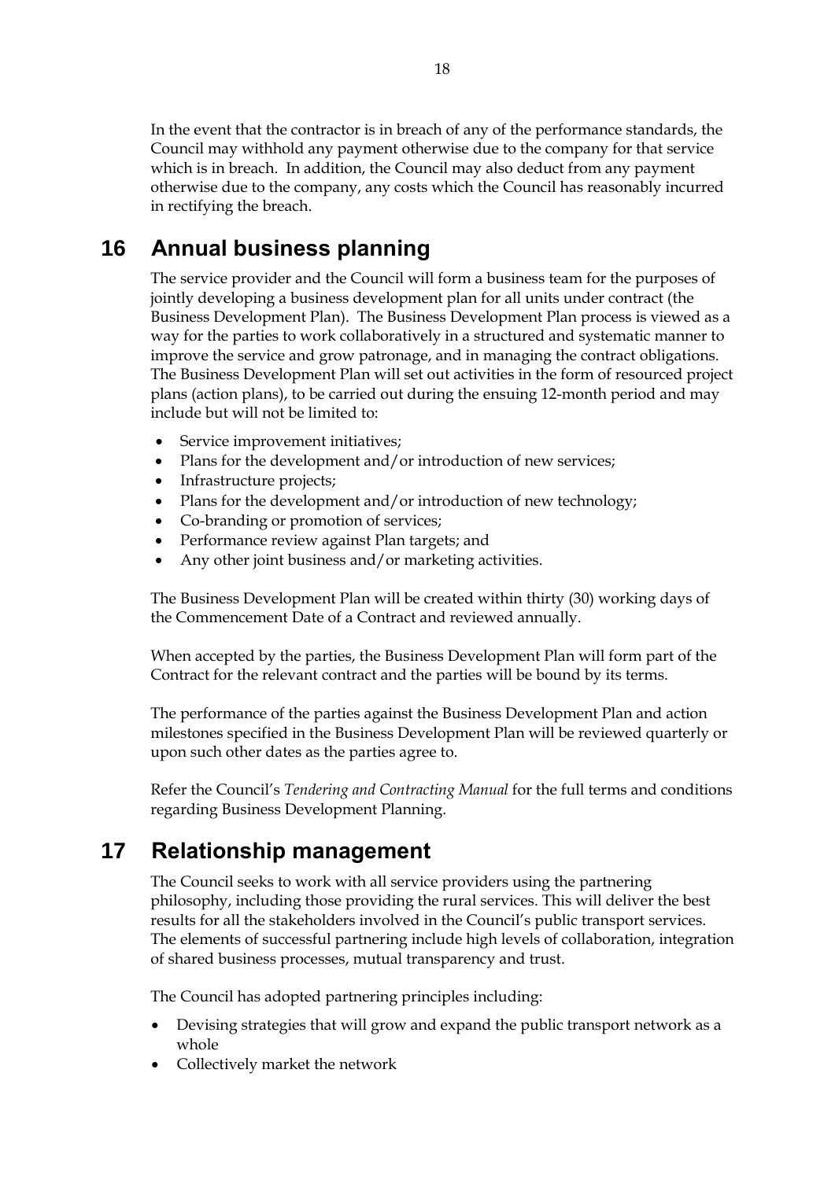In the event that the contractor is in breach of any of the performance standards, the Council may withhold any payment otherwise due to the company for that service which is in breach. In addition, the Council may also deduct from any payment otherwise due to the company, any costs which the Council has reasonably incurred in rectifying the breach.

# 16 Annual business planning

The service provider and the Council will form a business team for the purposes of jointly developing a business development plan for all units under contract (the Business Development Plan). The Business Development Plan process is viewed as a way for the parties to work collaboratively in a structured and systematic manner to improve the service and grow patronage, and in managing the contract obligations. The Business Development Plan will set out activities in the form of resourced project plans (action plans), to be carried out during the ensuing 12-month period and may include but will not be limited to:

- Service improvement initiatives;
- Plans for the development and/or introduction of new services;
- Infrastructure projects;
- Plans for the development and/or introduction of new technology;
- Co-branding or promotion of services;
- Performance review against Plan targets; and
- Any other joint business and/or marketing activities.

The Business Development Plan will be created within thirty (30) working days of the Commencement Date of a Contract and reviewed annually.

When accepted by the parties, the Business Development Plan will form part of the Contract for the relevant contract and the parties will be bound by its terms.

The performance of the parties against the Business Development Plan and action milestones specified in the Business Development Plan will be reviewed quarterly or upon such other dates as the parties agree to.

Refer the Council's *Tendering and Contracting Manual* for the full terms and conditions regarding Business Development Planning.

# 17 Relationship management

The Council seeks to work with all service providers using the partnering philosophy, including those providing the rural services. This will deliver the best results for all the stakeholders involved in the Council's public transport services. The elements of successful partnering include high levels of collaboration, integration of shared business processes, mutual transparency and trust.

The Council has adopted partnering principles including:

- Devising strategies that will grow and expand the public transport network as a whole
- Collectively market the network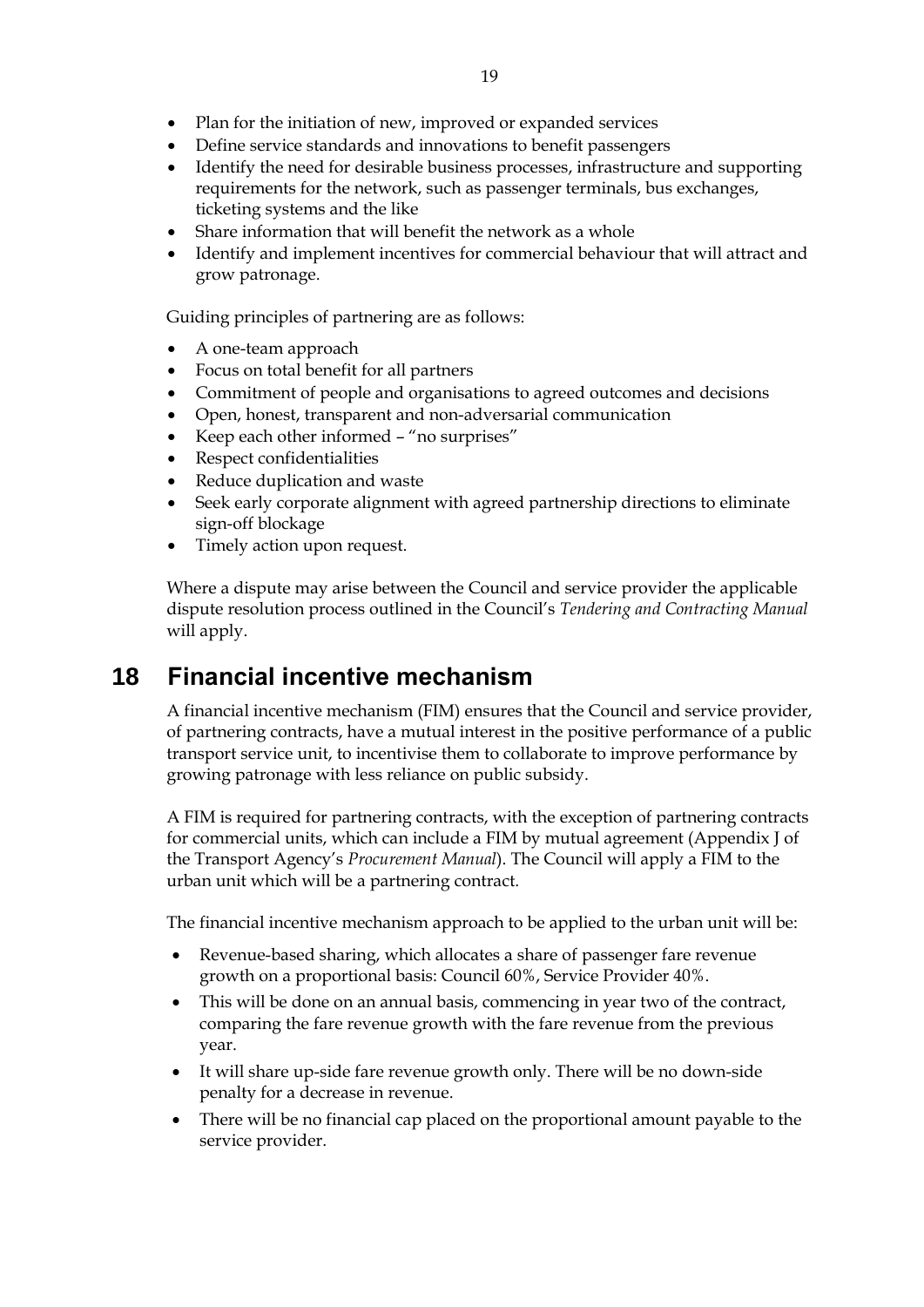- Plan for the initiation of new, improved or expanded services
- Define service standards and innovations to benefit passengers
- Identify the need for desirable business processes, infrastructure and supporting requirements for the network, such as passenger terminals, bus exchanges, ticketing systems and the like
- Share information that will benefit the network as a whole
- Identify and implement incentives for commercial behaviour that will attract and grow patronage.

Guiding principles of partnering are as follows:

- A one-team approach
- Focus on total benefit for all partners
- Commitment of people and organisations to agreed outcomes and decisions
- Open, honest, transparent and non-adversarial communication
- Keep each other informed – "no surprises"
- Respect confidentialities
- Reduce duplication and waste
- Seek early corporate alignment with agreed partnership directions to eliminate sign-off blockage
- Timely action upon request.

Where a dispute may arise between the Council and service provider the applicable dispute resolution process outlined in the Council's *Tendering and Contracting Manual* will apply.

# 18 Financial incentive mechanism

A financial incentive mechanism (FIM) ensures that the Council and service provider, of partnering contracts, have a mutual interest in the positive performance of a public transport service unit, to incentivise them to collaborate to improve performance by growing patronage with less reliance on public subsidy.

A FIM is required for partnering contracts, with the exception of partnering contracts for commercial units, which can include a FIM by mutual agreement (Appendix J of the Transport Agency's *Procurement Manual*). The Council will apply a FIM to the urban unit which will be a partnering contract.

The financial incentive mechanism approach to be applied to the urban unit will be:

- Revenue-based sharing, which allocates a share of passenger fare revenue growth on a proportional basis: Council 60%, Service Provider 40%.
- This will be done on an annual basis, commencing in year two of the contract, comparing the fare revenue growth with the fare revenue from the previous year.
- It will share up-side fare revenue growth only. There will be no down-side penalty for a decrease in revenue.
- There will be no financial cap placed on the proportional amount payable to the service provider.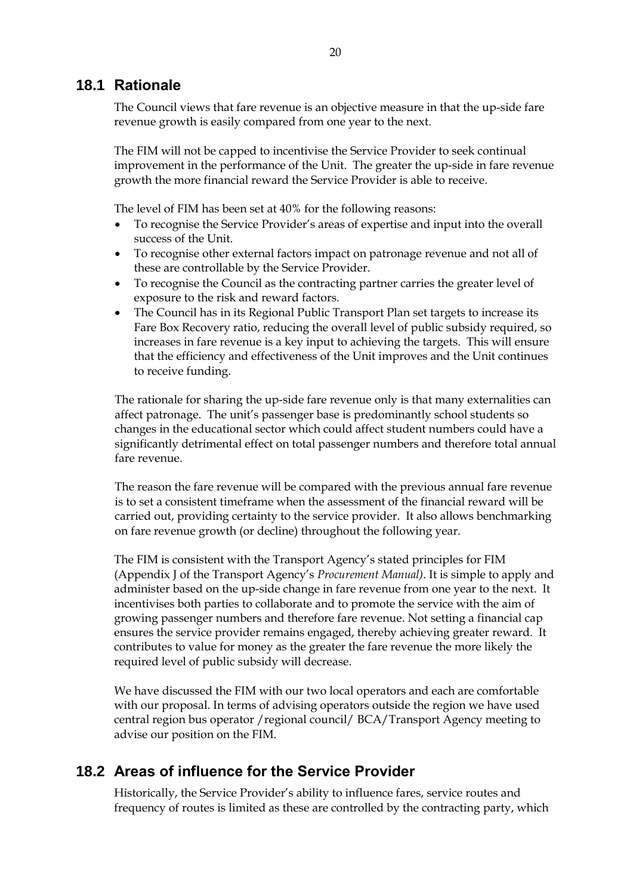## 18.1 Rationale

The Council views that fare revenue is an objective measure in that the up-side fare revenue growth is easily compared from one year to the next.

The FIM will not be capped to incentivise the Service Provider to seek continual improvement in the performance of the Unit. The greater the up-side in fare revenue growth the more financial reward the Service Provider is able to receive.

The level of FIM has been set at 40% for the following reasons:

- To recognise the Service Provider's areas of expertise and input into the overall success of the Unit.
- To recognise other external factors impact on patronage revenue and not all of these are controllable by the Service Provider.
- To recognise the Council as the contracting partner carries the greater level of exposure to the risk and reward factors.
- The Council has in its Regional Public Transport Plan set targets to increase its Fare Box Recovery ratio, reducing the overall level of public subsidy required, so increases in fare revenue is a key input to achieving the targets. This will ensure that the efficiency and effectiveness of the Unit improves and the Unit continues to receive funding.

The rationale for sharing the up-side fare revenue only is that many externalities can affect patronage. The unit's passenger base is predominantly school students so changes in the educational sector which could affect student numbers could have a significantly detrimental effect on total passenger numbers and therefore total annual fare revenue.

The reason the fare revenue will be compared with the previous annual fare revenue is to set a consistent timeframe when the assessment of the financial reward will be carried out, providing certainty to the service provider. It also allows benchmarking on fare revenue growth (or decline) throughout the following year.

The FIM is consistent with the Transport Agency's stated principles for FIM (Appendix J of the Transport Agency's *Procurement Manual)*. It is simple to apply and administer based on the up-side change in fare revenue from one year to the next. It incentivises both parties to collaborate and to promote the service with the aim of growing passenger numbers and therefore fare revenue. Not setting a financial cap ensures the service provider remains engaged, thereby achieving greater reward. It contributes to value for money as the greater the fare revenue the more likely the required level of public subsidy will decrease.

We have discussed the FIM with our two local operators and each are comfortable with our proposal. In terms of advising operators outside the region we have used central region bus operator /regional council/ BCA/Transport Agency meeting to advise our position on the FIM.

## 18.2 Areas of influence for the Service Provider

Historically, the Service Provider's ability to influence fares, service routes and frequency of routes is limited as these are controlled by the contracting party, which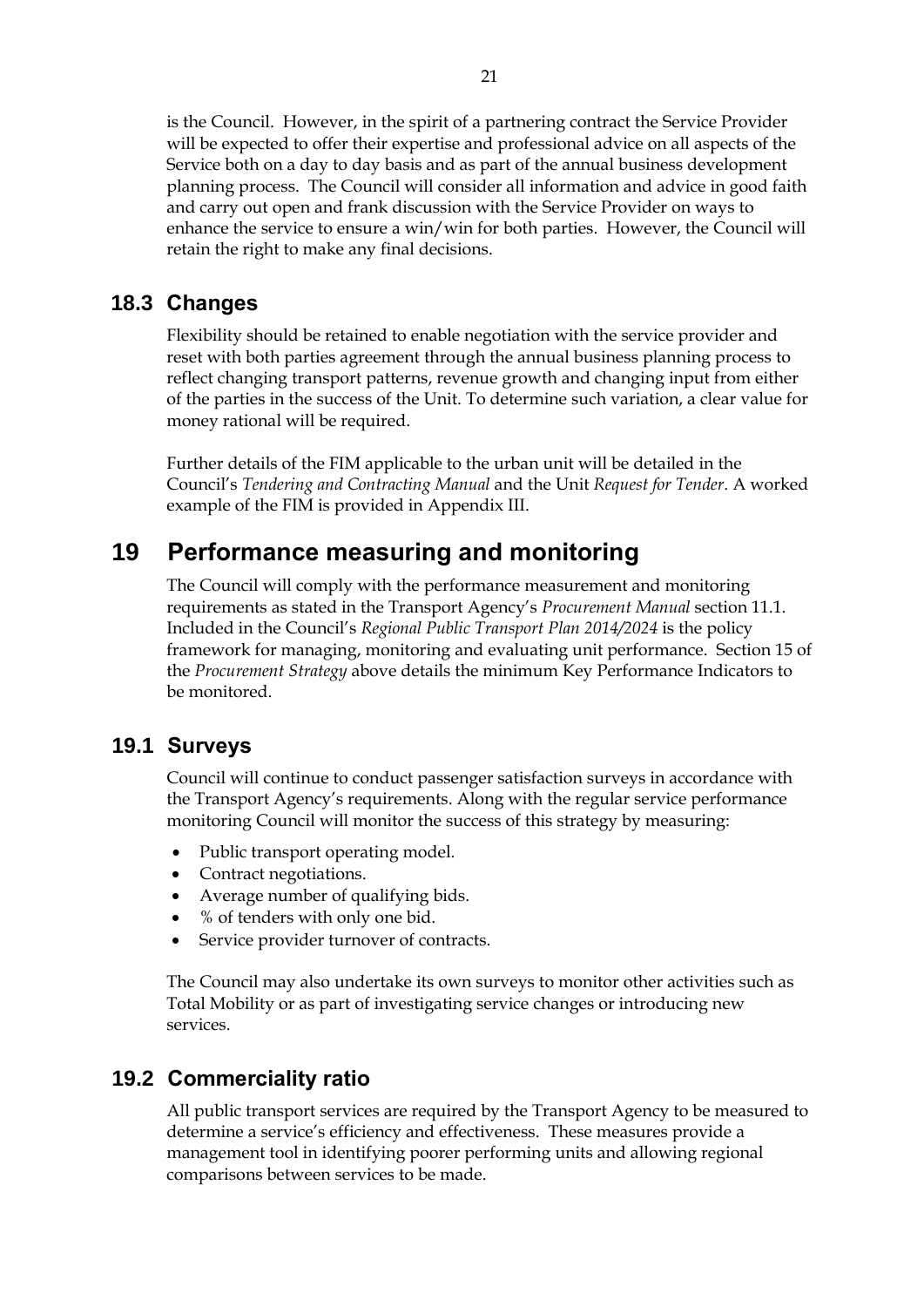is the Council. However, in the spirit of a partnering contract the Service Provider will be expected to offer their expertise and professional advice on all aspects of the Service both on a day to day basis and as part of the annual business development planning process. The Council will consider all information and advice in good faith and carry out open and frank discussion with the Service Provider on ways to enhance the service to ensure a win/win for both parties. However, the Council will retain the right to make any final decisions.

### 18.3 Changes

Flexibility should be retained to enable negotiation with the service provider and reset with both parties agreement through the annual business planning process to reflect changing transport patterns, revenue growth and changing input from either of the parties in the success of the Unit. To determine such variation, a clear value for money rational will be required.

Further details of the FIM applicable to the urban unit will be detailed in the Council's *Tendering and Contracting Manual* and the Unit *Request for Tender*. A worked example of the FIM is provided in Appendix III.

## 19 Performance measuring and monitoring

The Council will comply with the performance measurement and monitoring requirements as stated in the Transport Agency's *Procurement Manual* section 11.1. Included in the Council's *Regional Public Transport Plan 2014/2024* is the policy framework for managing, monitoring and evaluating unit performance. Section 15 of the *Procurement Strategy* above details the minimum Key Performance Indicators to be monitored.

### 19.1 Surveys

Council will continue to conduct passenger satisfaction surveys in accordance with the Transport Agency's requirements. Along with the regular service performance monitoring Council will monitor the success of this strategy by measuring:

- Public transport operating model.
- Contract negotiations.
- Average number of qualifying bids.
- % of tenders with only one bid.
- Service provider turnover of contracts.

The Council may also undertake its own surveys to monitor other activities such as Total Mobility or as part of investigating service changes or introducing new services.

### 19.2 Commerciality ratio

All public transport services are required by the Transport Agency to be measured to determine a service's efficiency and effectiveness. These measures provide a management tool in identifying poorer performing units and allowing regional comparisons between services to be made.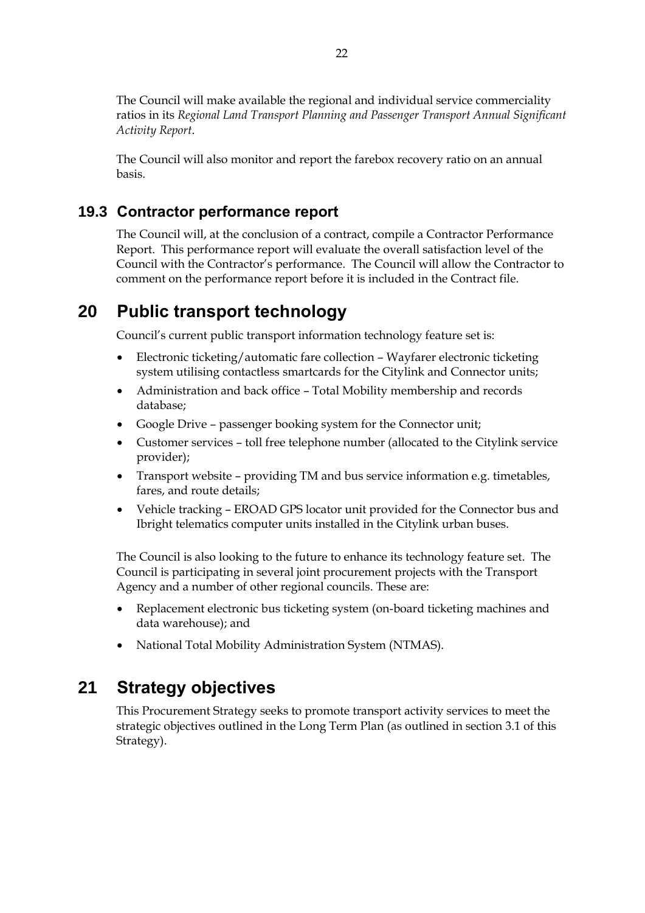The Council will make available the regional and individual service commerciality ratios in its *Regional Land Transport Planning and Passenger Transport Annual Significant Activity Report*.

The Council will also monitor and report the farebox recovery ratio on an annual basis.

### 19.3 Contractor performance report

The Council will, at the conclusion of a contract, compile a Contractor Performance Report. This performance report will evaluate the overall satisfaction level of the Council with the Contractor's performance. The Council will allow the Contractor to comment on the performance report before it is included in the Contract file.

## 20 Public transport technology

Council's current public transport information technology feature set is:

- Electronic ticketing/automatic fare collection – Wayfarer electronic ticketing system utilising contactless smartcards for the Citylink and Connector units;
- Administration and back office – Total Mobility membership and records database;
- Google Drive – passenger booking system for the Connector unit;
- Customer services – toll free telephone number (allocated to the Citylink service provider);
- Transport website – providing TM and bus service information e.g. timetables, fares, and route details;
- Vehicle tracking – EROAD GPS locator unit provided for the Connector bus and Ibright telematics computer units installed in the Citylink urban buses.

The Council is also looking to the future to enhance its technology feature set. The Council is participating in several joint procurement projects with the Transport Agency and a number of other regional councils. These are:

- Replacement electronic bus ticketing system (on-board ticketing machines and data warehouse); and
- National Total Mobility Administration System (NTMAS).

## 21 Strategy objectives

This Procurement Strategy seeks to promote transport activity services to meet the strategic objectives outlined in the Long Term Plan (as outlined in section 3.1 of this Strategy).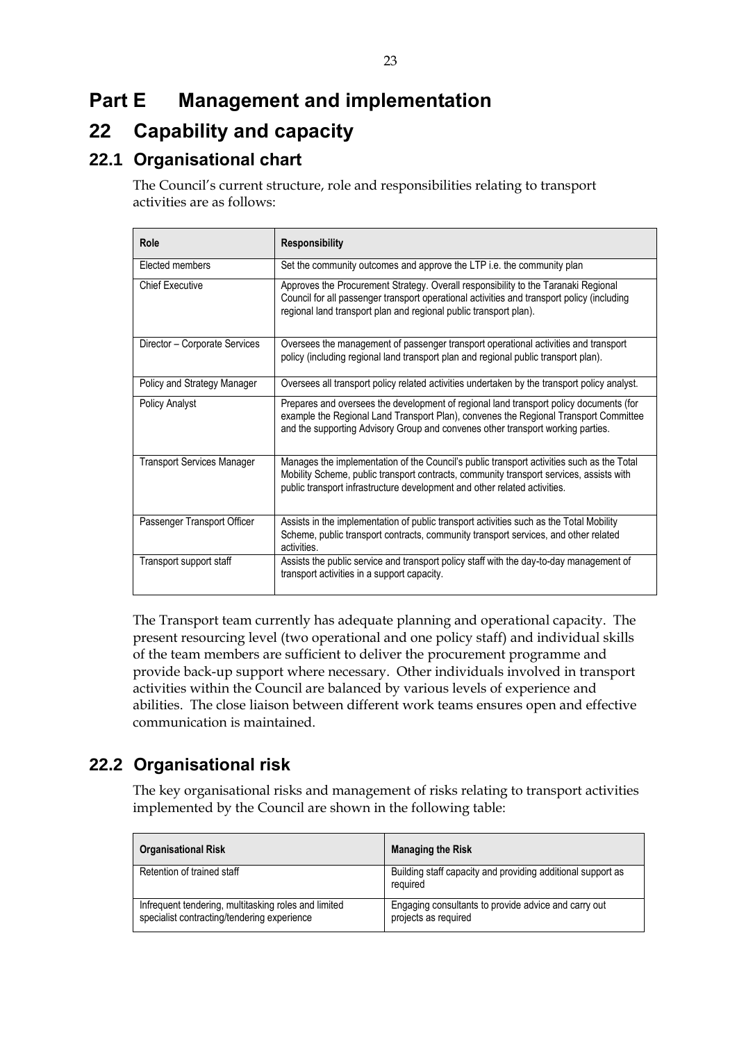# Part E Management and implementation

# 22 Capability and capacity

## 22.1 Organisational chart

The Council's current structure, role and responsibilities relating to transport activities are as follows:

| Role | Responsibility |
|---|---|
| Elected members | Set the community outcomes and approve the LTP i.e. the community plan |
| Chief Executive | Approves the Procurement Strategy. Overall responsibility to the Taranaki Regional Council for all passenger transport operational activities and transport policy (including regional land transport plan and regional public transport plan). |
| Director – Corporate Services | Oversees the management of passenger transport operational activities and transport policy (including regional land transport plan and regional public transport plan). |
| Policy and Strategy Manager | Oversees all transport policy related activities undertaken by the transport policy analyst. |
| Policy Analyst | Prepares and oversees the development of regional land transport policy documents (for example the Regional Land Transport Plan), convenes the Regional Transport Committee and the supporting Advisory Group and convenes other transport working parties. |
| Transport Services Manager | Manages the implementation of the Council's public transport activities such as the Total Mobility Scheme, public transport contracts, community transport services, assists with public transport infrastructure development and other related activities. |
| Passenger Transport Officer | Assists in the implementation of public transport activities such as the Total Mobility Scheme, public transport contracts, community transport services, and other related activities. |
| Transport support staff | Assists the public service and transport policy staff with the day-to-day management of transport activities in a support capacity. |

The Transport team currently has adequate planning and operational capacity. The present resourcing level (two operational and one policy staff) and individual skills of the team members are sufficient to deliver the procurement programme and provide back-up support where necessary. Other individuals involved in transport activities within the Council are balanced by various levels of experience and abilities. The close liaison between different work teams ensures open and effective communication is maintained.

## 22.2 Organisational risk

The key organisational risks and management of risks relating to transport activities implemented by the Council are shown in the following table:

| Organisational Risk | Managing the Risk |
|---|---|
| Retention of trained staff | Building staff capacity and providing additional support as required |
| Infrequent tendering, multitasking roles and limited specialist contracting/tendering experience | Engaging consultants to provide advice and carry out projects as required |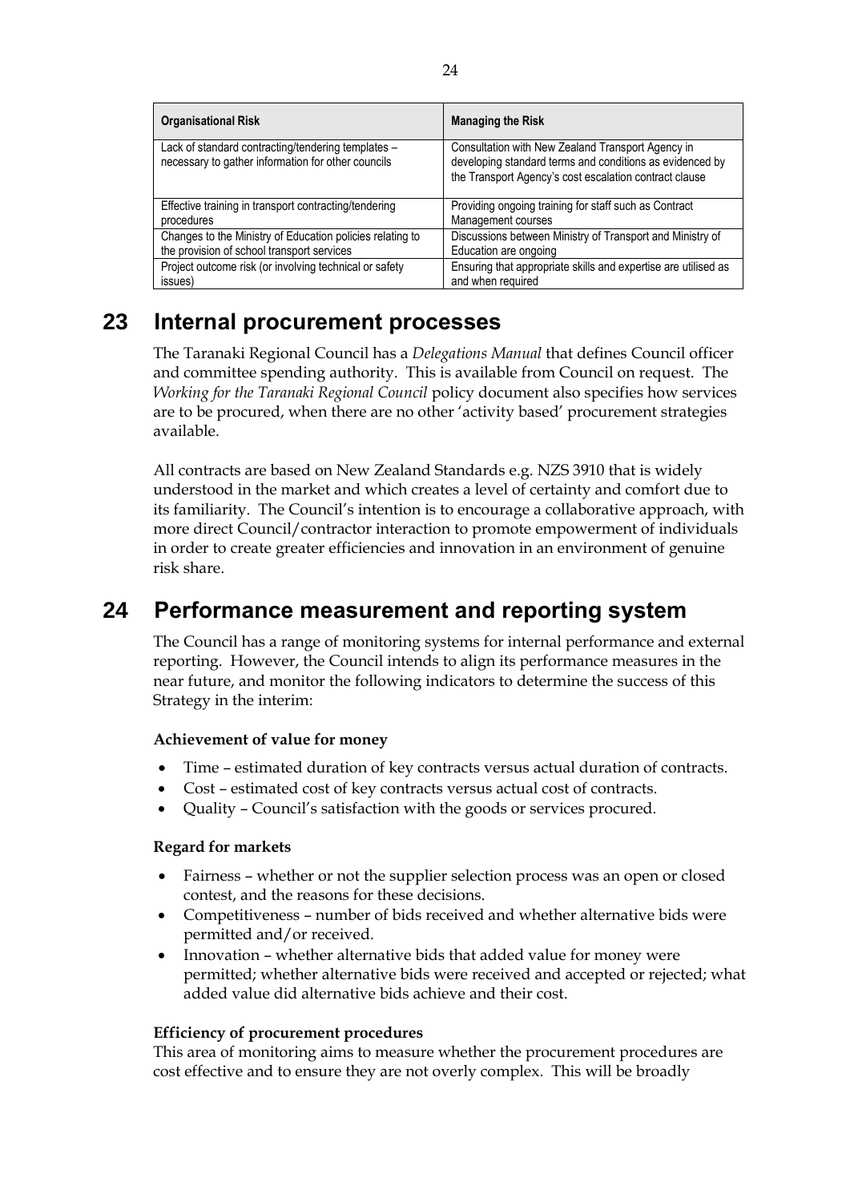| Organisational Risk | Managing the Risk |
|---|---|
| Lack of standard contracting/tendering templates – necessary to gather information for other councils | Consultation with New Zealand Transport Agency in developing standard terms and conditions as evidenced by the Transport Agency's cost escalation contract clause |
| Effective training in transport contracting/tendering procedures | Providing ongoing training for staff such as Contract Management courses |
| Changes to the Ministry of Education policies relating to the provision of school transport services | Discussions between Ministry of Transport and Ministry of Education are ongoing |
| Project outcome risk (or involving technical or safety issues) | Ensuring that appropriate skills and expertise are utilised as and when required |

# 23 Internal procurement processes

The Taranaki Regional Council has a *Delegations Manual* that defines Council officer and committee spending authority. This is available from Council on request. The *Working for the Taranaki Regional Council* policy document also specifies how services are to be procured, when there are no other 'activity based' procurement strategies available.

All contracts are based on New Zealand Standards e.g. NZS 3910 that is widely understood in the market and which creates a level of certainty and comfort due to its familiarity. The Council's intention is to encourage a collaborative approach, with more direct Council/contractor interaction to promote empowerment of individuals in order to create greater efficiencies and innovation in an environment of genuine risk share.

# 24 Performance measurement and reporting system

The Council has a range of monitoring systems for internal performance and external reporting. However, the Council intends to align its performance measures in the near future, and monitor the following indicators to determine the success of this Strategy in the interim:

**Achievement of value for money**

- Time – estimated duration of key contracts versus actual duration of contracts.
- Cost – estimated cost of key contracts versus actual cost of contracts.
- Quality – Council's satisfaction with the goods or services procured.

**Regard for markets**

- Fairness – whether or not the supplier selection process was an open or closed contest, and the reasons for these decisions.
- Competitiveness – number of bids received and whether alternative bids were permitted and/or received.
- Innovation – whether alternative bids that added value for money were permitted; whether alternative bids were received and accepted or rejected; what added value did alternative bids achieve and their cost.

**Efficiency of procurement procedures**

This area of monitoring aims to measure whether the procurement procedures are cost effective and to ensure they are not overly complex. This will be broadly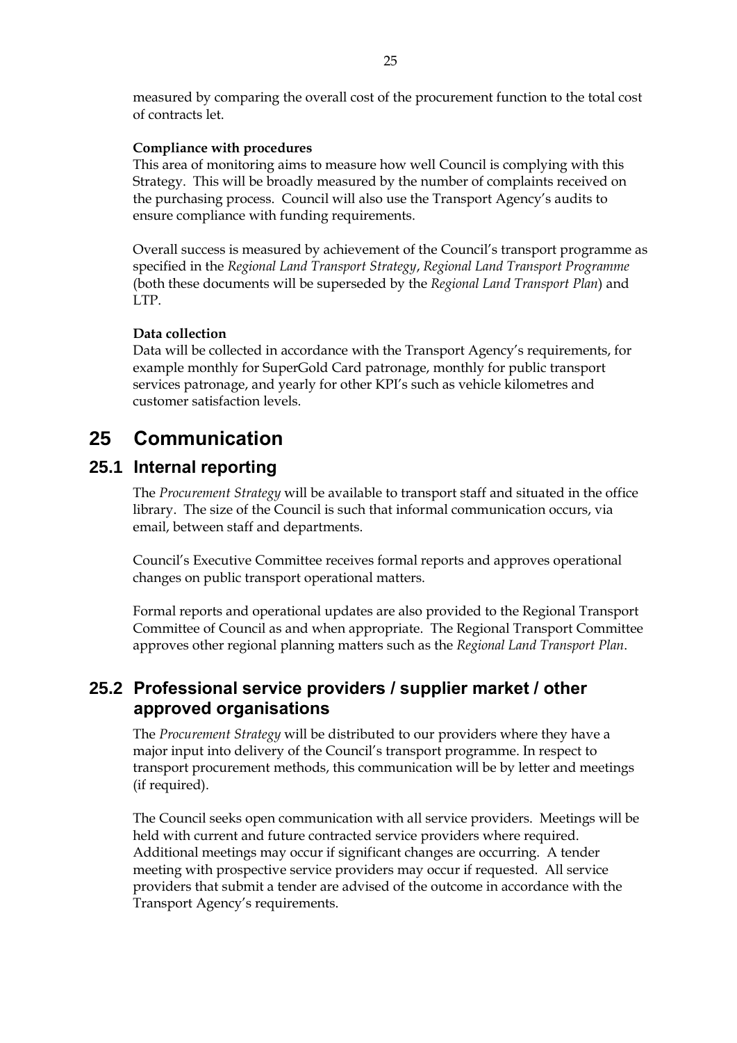measured by comparing the overall cost of the procurement function to the total cost of contracts let.

**Compliance with procedures**

This area of monitoring aims to measure how well Council is complying with this Strategy. This will be broadly measured by the number of complaints received on the purchasing process. Council will also use the Transport Agency's audits to ensure compliance with funding requirements.

Overall success is measured by achievement of the Council's transport programme as specified in the *Regional Land Transport Strategy*, *Regional Land Transport Programme* (both these documents will be superseded by the *Regional Land Transport Plan*) and LTP.

**Data collection**

Data will be collected in accordance with the Transport Agency's requirements, for example monthly for SuperGold Card patronage, monthly for public transport services patronage, and yearly for other KPI's such as vehicle kilometres and customer satisfaction levels.

# 25 Communication

## 25.1 Internal reporting

The *Procurement Strategy* will be available to transport staff and situated in the office library. The size of the Council is such that informal communication occurs, via email, between staff and departments.

Council's Executive Committee receives formal reports and approves operational changes on public transport operational matters.

Formal reports and operational updates are also provided to the Regional Transport Committee of Council as and when appropriate. The Regional Transport Committee approves other regional planning matters such as the *Regional Land Transport Plan*.

## 25.2 Professional service providers / supplier market / other approved organisations

The *Procurement Strategy* will be distributed to our providers where they have a major input into delivery of the Council's transport programme. In respect to transport procurement methods, this communication will be by letter and meetings (if required).

The Council seeks open communication with all service providers. Meetings will be held with current and future contracted service providers where required. Additional meetings may occur if significant changes are occurring. A tender meeting with prospective service providers may occur if requested. All service providers that submit a tender are advised of the outcome in accordance with the Transport Agency's requirements.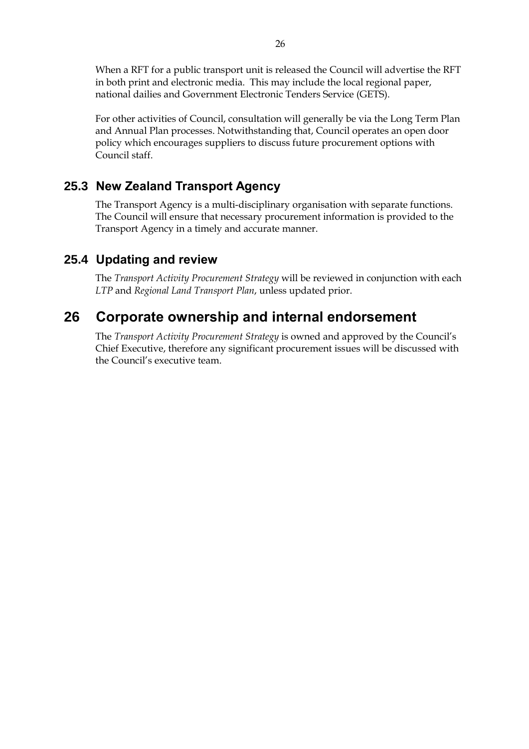When a RFT for a public transport unit is released the Council will advertise the RFT in both print and electronic media. This may include the local regional paper, national dailies and Government Electronic Tenders Service (GETS).

For other activities of Council, consultation will generally be via the Long Term Plan and Annual Plan processes. Notwithstanding that, Council operates an open door policy which encourages suppliers to discuss future procurement options with Council staff.

### 25.3 New Zealand Transport Agency

The Transport Agency is a multi-disciplinary organisation with separate functions. The Council will ensure that necessary procurement information is provided to the Transport Agency in a timely and accurate manner.

### 25.4 Updating and review

The *Transport Activity Procurement Strategy* will be reviewed in conjunction with each *LTP* and *Regional Land Transport Plan*, unless updated prior.

## 26 Corporate ownership and internal endorsement

The *Transport Activity Procurement Strategy* is owned and approved by the Council's Chief Executive, therefore any significant procurement issues will be discussed with the Council's executive team.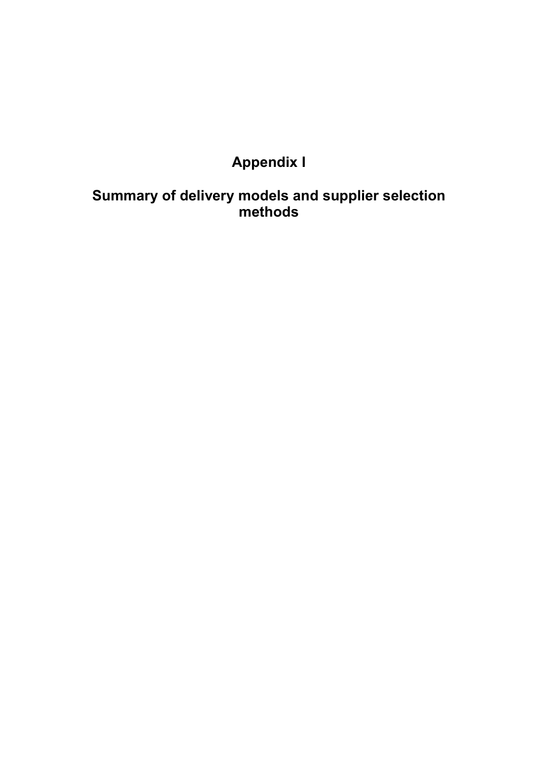# Appendix I

# Summary of delivery models and supplier selection methods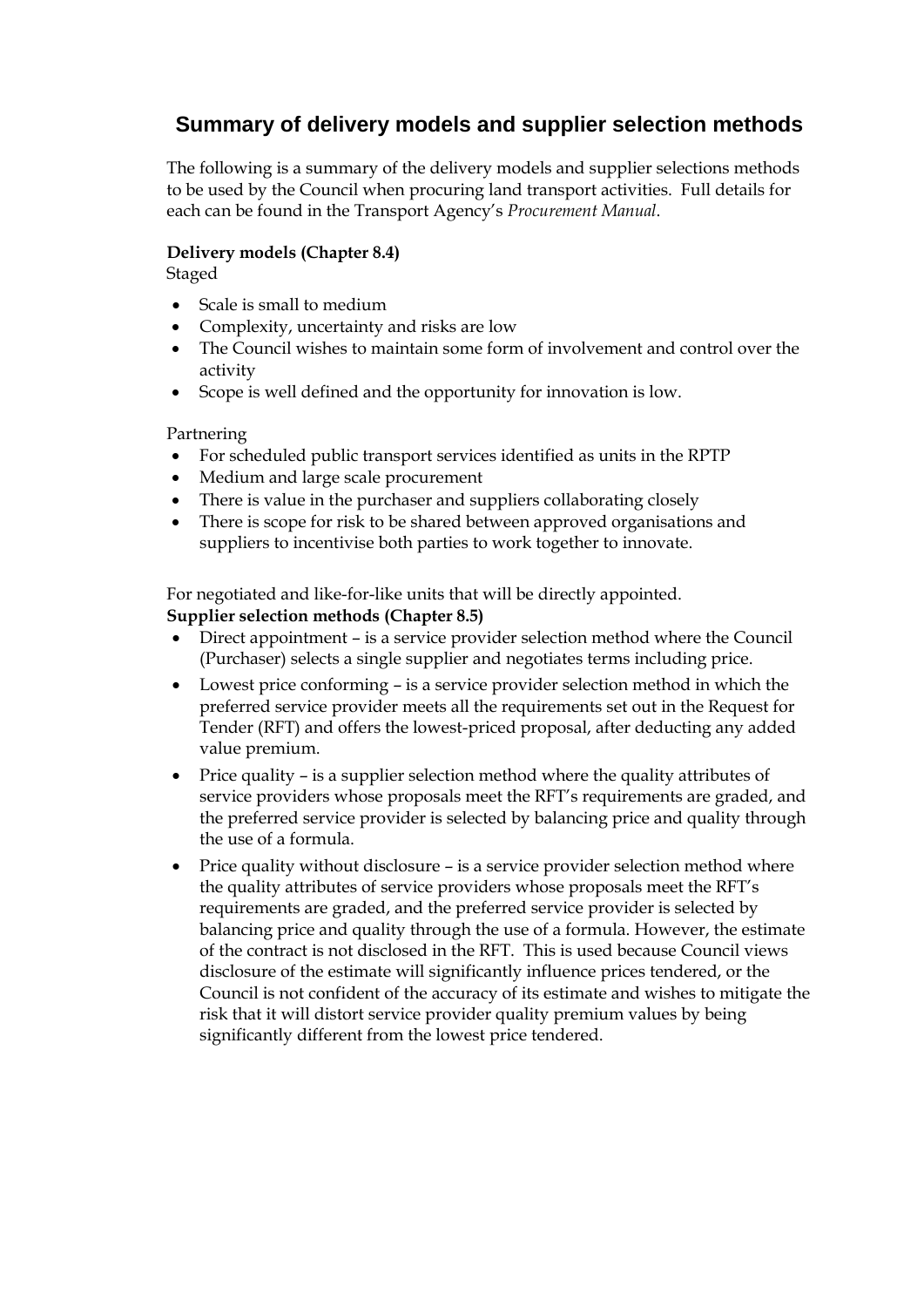## Summary of delivery models and supplier selection methods

The following is a summary of the delivery models and supplier selections methods to be used by the Council when procuring land transport activities. Full details for each can be found in the Transport Agency's *Procurement Manual*.

**Delivery models (Chapter 8.4)**
Staged

- Scale is small to medium
- Complexity, uncertainty and risks are low
- The Council wishes to maintain some form of involvement and control over the activity
- Scope is well defined and the opportunity for innovation is low.

Partnering

- For scheduled public transport services identified as units in the RPTP
- Medium and large scale procurement
- There is value in the purchaser and suppliers collaborating closely
- There is scope for risk to be shared between approved organisations and suppliers to incentivise both parties to work together to innovate.

For negotiated and like-for-like units that will be directly appointed.
**Supplier selection methods (Chapter 8.5)**

- Direct appointment – is a service provider selection method where the Council (Purchaser) selects a single supplier and negotiates terms including price.
- Lowest price conforming – is a service provider selection method in which the preferred service provider meets all the requirements set out in the Request for Tender (RFT) and offers the lowest-priced proposal, after deducting any added value premium.
- Price quality – is a supplier selection method where the quality attributes of service providers whose proposals meet the RFT's requirements are graded, and the preferred service provider is selected by balancing price and quality through the use of a formula.
- Price quality without disclosure – is a service provider selection method where the quality attributes of service providers whose proposals meet the RFT's requirements are graded, and the preferred service provider is selected by balancing price and quality through the use of a formula. However, the estimate of the contract is not disclosed in the RFT. This is used because Council views disclosure of the estimate will significantly influence prices tendered, or the Council is not confident of the accuracy of its estimate and wishes to mitigate the risk that it will distort service provider quality premium values by being significantly different from the lowest price tendered.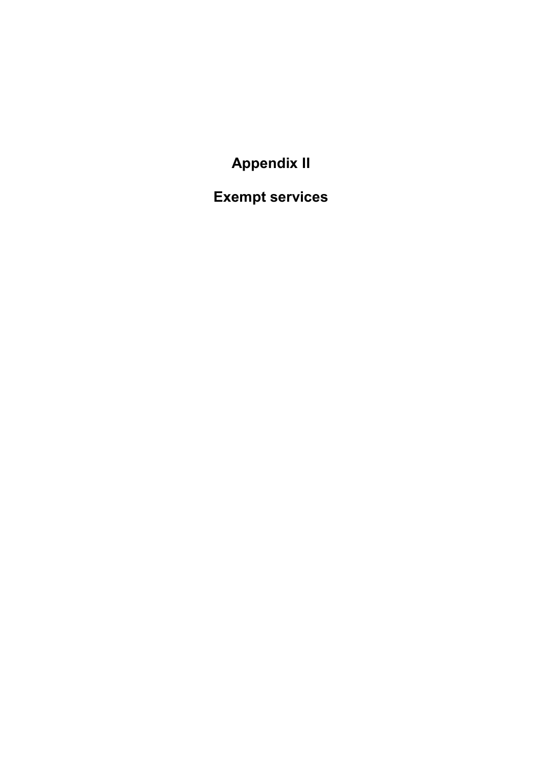# Appendix II

# Exempt services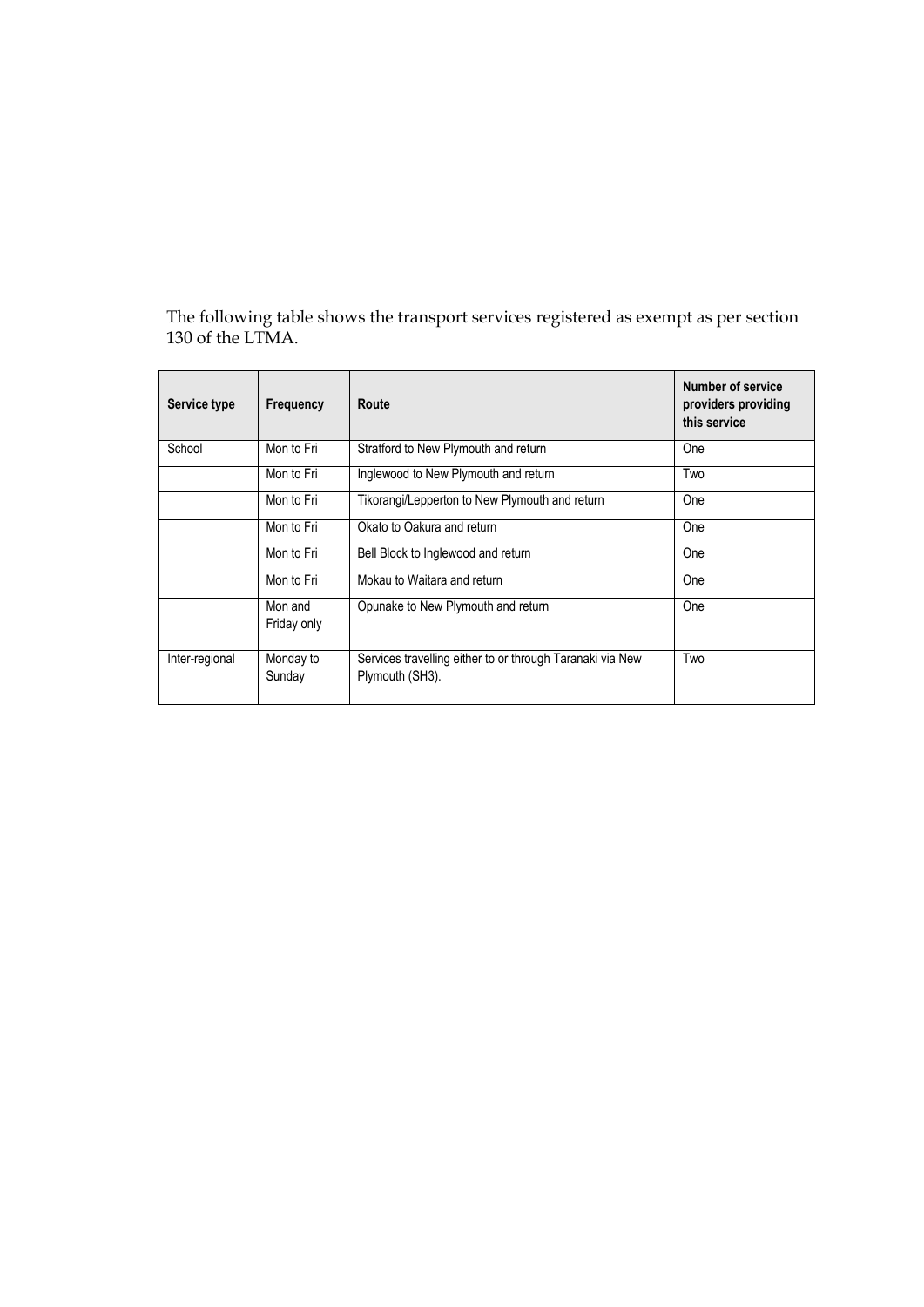The following table shows the transport services registered as exempt as per section 130 of the LTMA.

| Service type | Frequency | Route | Number of service providers providing this service |
|---|---|---|---|
| School | Mon to Fri | Stratford to New Plymouth and return | One |
| | Mon to Fri | Inglewood to New Plymouth and return | Two |
| | Mon to Fri | Tikorangi/Lepperton to New Plymouth and return | One |
| | Mon to Fri | Okato to Oakura and return | One |
| | Mon to Fri | Bell Block to Inglewood and return | One |
| | Mon to Fri | Mokau to Waitara and return | One |
| | Mon and Friday only | Opunake to New Plymouth and return | One |
| Inter-regional | Monday to Sunday | Services travelling either to or through Taranaki via New Plymouth (SH3). | Two |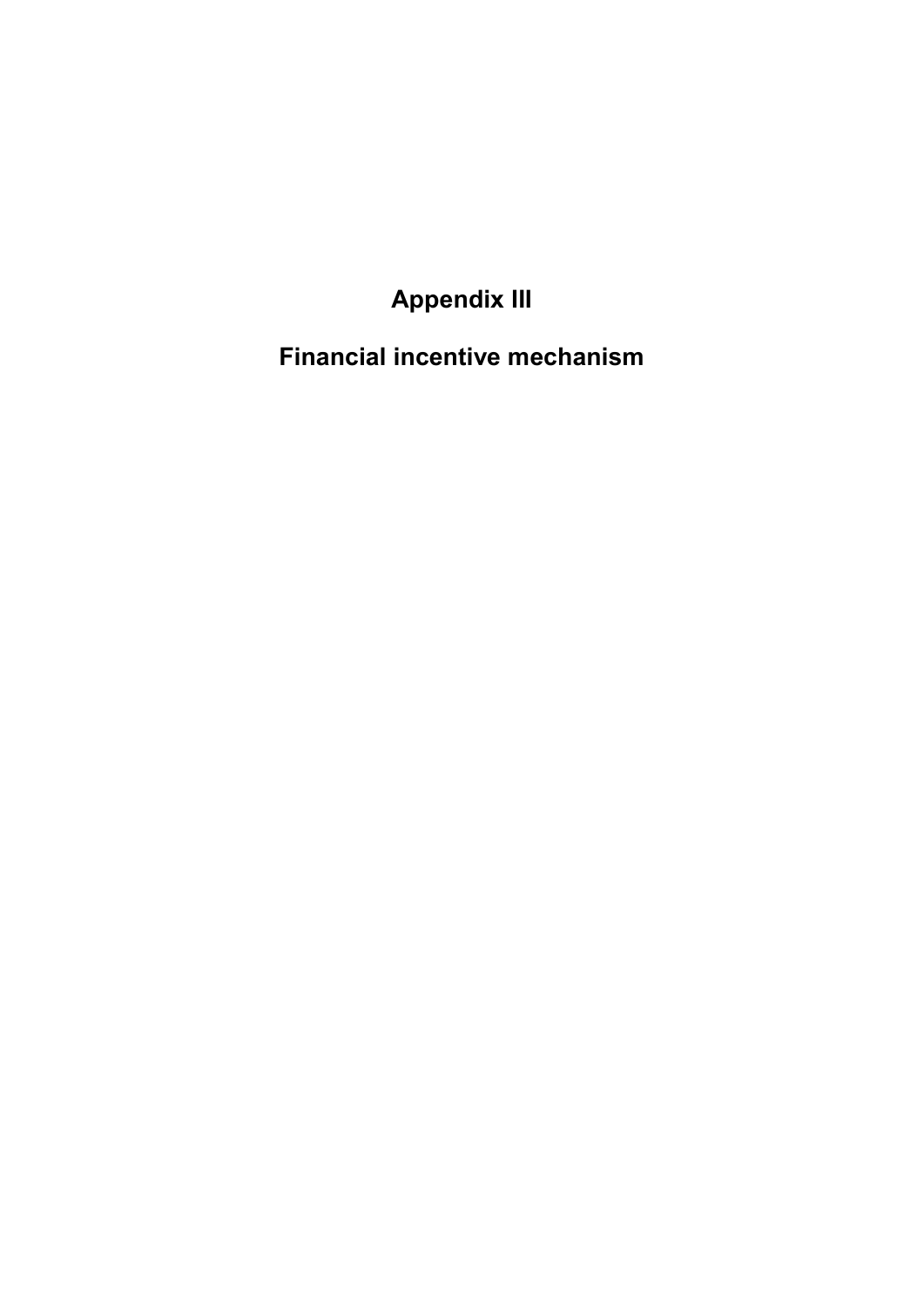# Appendix III

# Financial incentive mechanism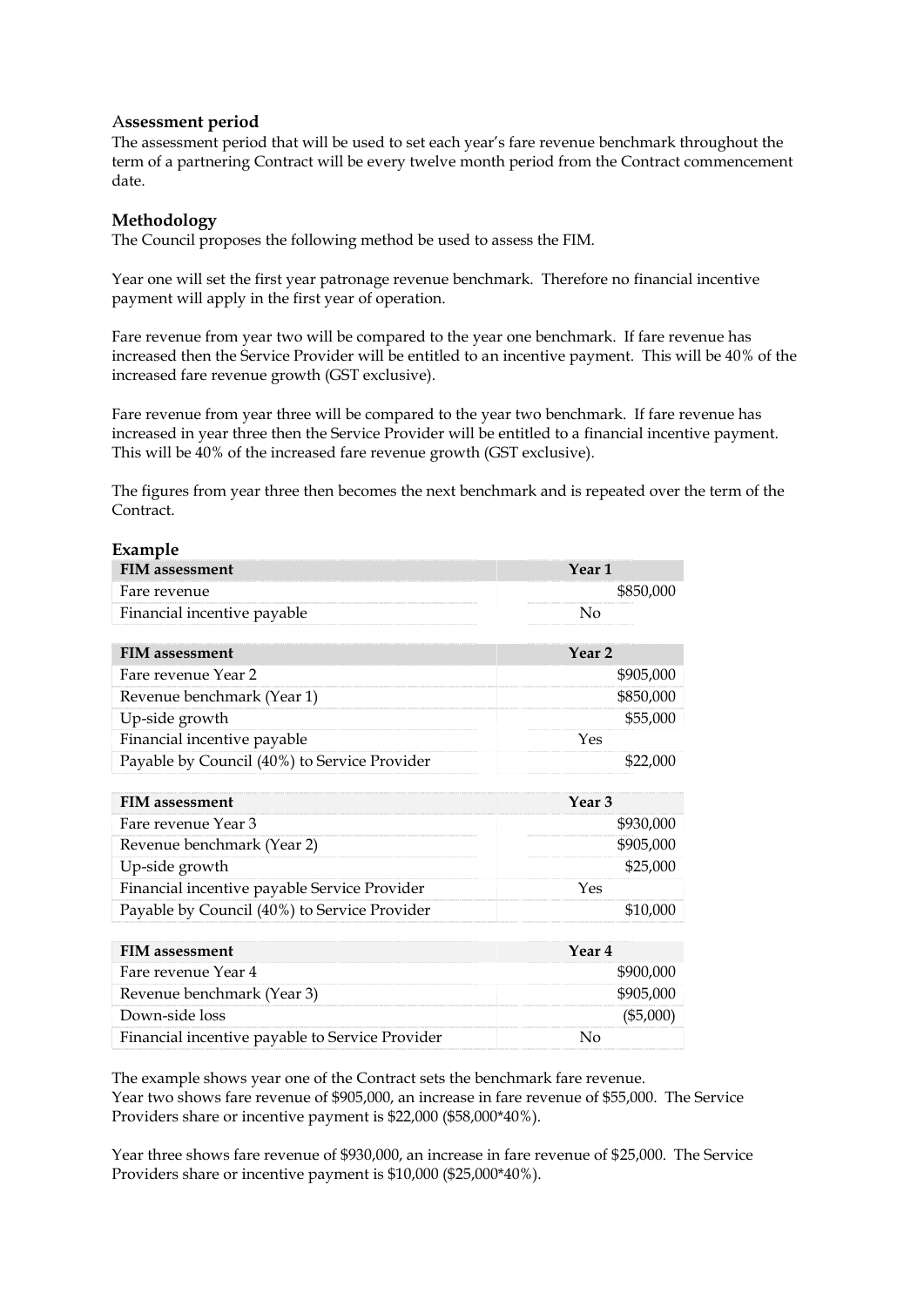### Assessment period

The assessment period that will be used to set each year's fare revenue benchmark throughout the term of a partnering Contract will be every twelve month period from the Contract commencement date.

### Methodology

The Council proposes the following method be used to assess the FIM.

Year one will set the first year patronage revenue benchmark. Therefore no financial incentive payment will apply in the first year of operation.

Fare revenue from year two will be compared to the year one benchmark. If fare revenue has increased then the Service Provider will be entitled to an incentive payment. This will be 40% of the increased fare revenue growth (GST exclusive).

Fare revenue from year three will be compared to the year two benchmark. If fare revenue has increased in year three then the Service Provider will be entitled to a financial incentive payment. This will be 40% of the increased fare revenue growth (GST exclusive).

The figures from year three then becomes the next benchmark and is repeated over the term of the Contract.

### Example

| FIM assessment | Year 1 |
|---|---|
| Fare revenue | $850,000 |
| Financial incentive payable | No |

| FIM assessment | Year 2 |
|---|---|
| Fare revenue Year 2 | $905,000 |
| Revenue benchmark (Year 1) | $850,000 |
| Up-side growth | $55,000 |
| Financial incentive payable | Yes |
| Payable by Council (40%) to Service Provider | $22,000 |

| FIM assessment | Year 3 |
|---|---|
| Fare revenue Year 3 | $930,000 |
| Revenue benchmark (Year 2) | $905,000 |
| Up-side growth | $25,000 |
| Financial incentive payable Service Provider | Yes |
| Payable by Council (40%) to Service Provider | $10,000 |

| FIM assessment | Year 4 |
|---|---|
| Fare revenue Year 4 | $900,000 |
| Revenue benchmark (Year 3) | $905,000 |
| Down-side loss | ($5,000) |
| Financial incentive payable to Service Provider | No |

The example shows year one of the Contract sets the benchmark fare revenue.
Year two shows fare revenue of $905,000, an increase in fare revenue of $55,000. The Service Providers share or incentive payment is $22,000 ($58,000*40%).

Year three shows fare revenue of $930,000, an increase in fare revenue of $25,000. The Service Providers share or incentive payment is $10,000 ($25,000*40%).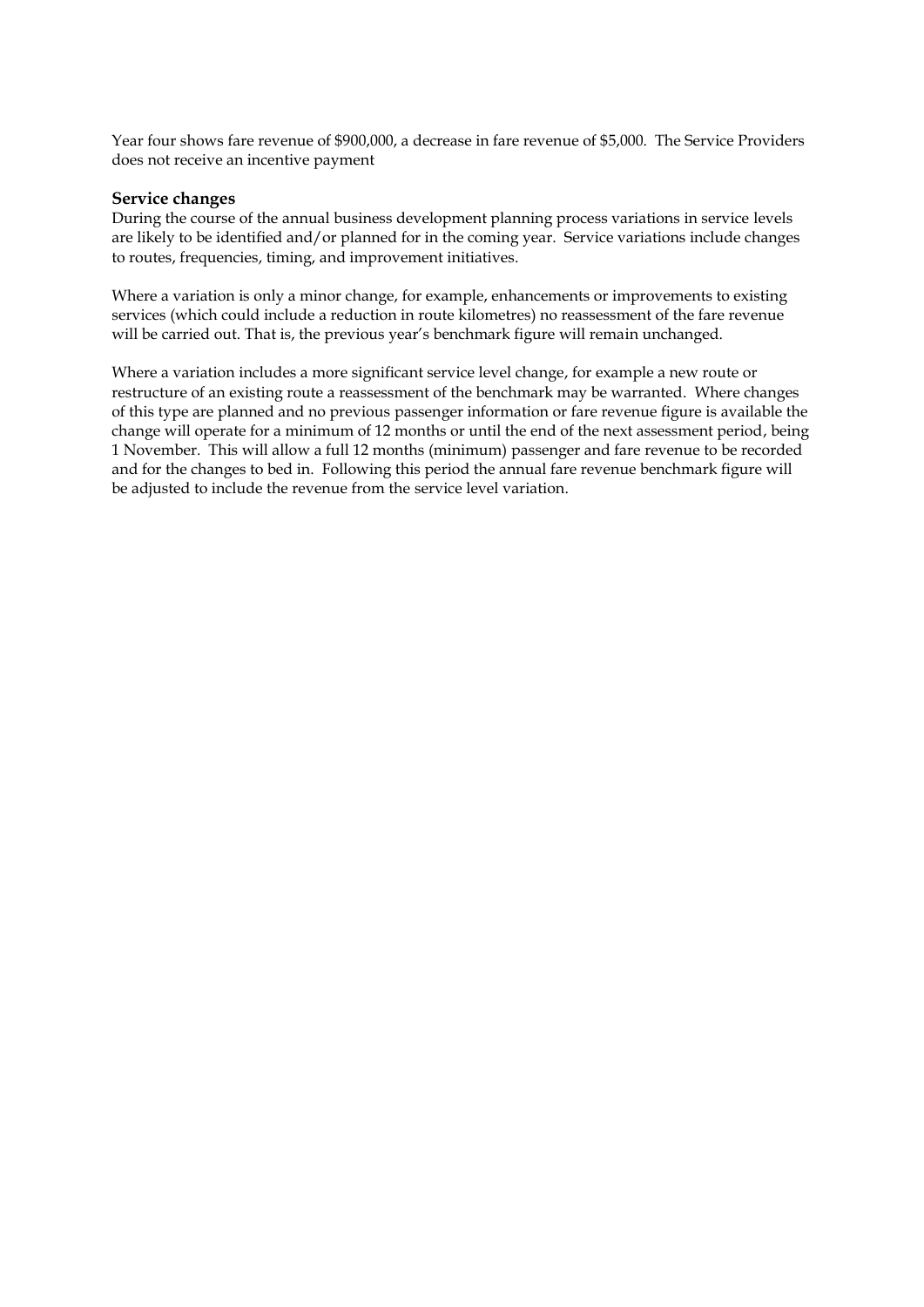Year four shows fare revenue of $900,000, a decrease in fare revenue of $5,000. The Service Providers does not receive an incentive payment

### Service changes

During the course of the annual business development planning process variations in service levels are likely to be identified and/or planned for in the coming year. Service variations include changes to routes, frequencies, timing, and improvement initiatives.

Where a variation is only a minor change, for example, enhancements or improvements to existing services (which could include a reduction in route kilometres) no reassessment of the fare revenue will be carried out. That is, the previous year's benchmark figure will remain unchanged.

Where a variation includes a more significant service level change, for example a new route or restructure of an existing route a reassessment of the benchmark may be warranted. Where changes of this type are planned and no previous passenger information or fare revenue figure is available the change will operate for a minimum of 12 months or until the end of the next assessment period, being 1 November. This will allow a full 12 months (minimum) passenger and fare revenue to be recorded and for the changes to bed in. Following this period the annual fare revenue benchmark figure will be adjusted to include the revenue from the service level variation.